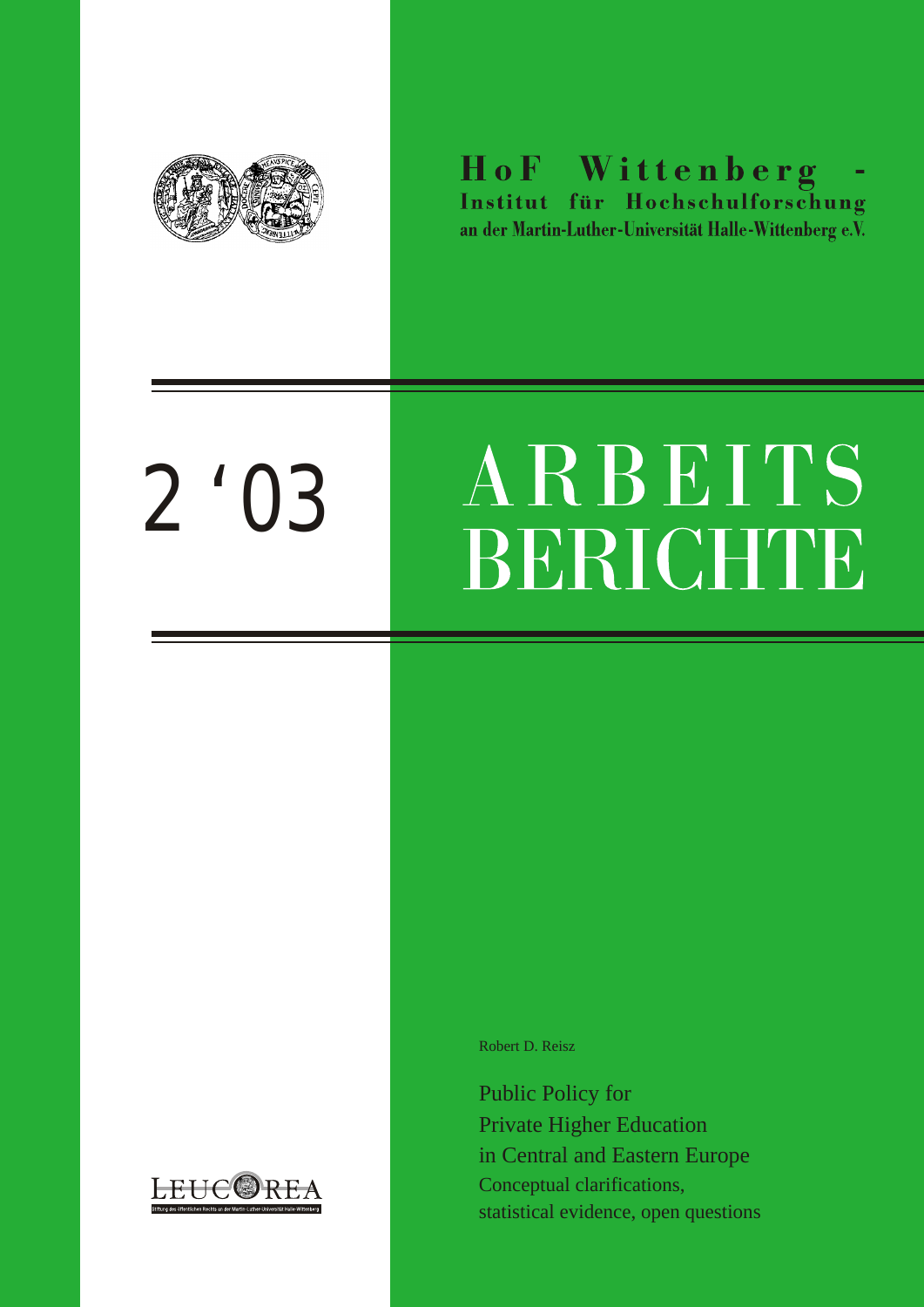**HoF Wittenberg -**
**Institut für Hochschulforschung**
**an der Martin-Luther-Universität Halle-Wittenberg e.V.**

2 '03

# ARBEITS BERICHTE

Robert D. Reisz

## Public Policy for Private Higher Education in Central and Eastern Europe

### Conceptual clarifications, statistical evidence, open questions

LEUCOREA
Stiftung des öffentlichen Rechts an der Martin-Luther-Universität Halle-Wittenberg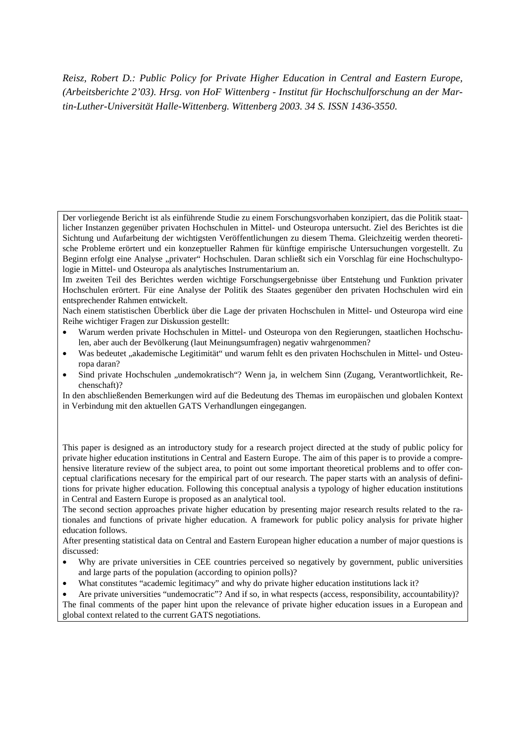*Reisz, Robert D.: Public Policy for Private Higher Education in Central and Eastern Europe, (Arbeitsberichte 2'03). Hrsg. von HoF Wittenberg - Institut für Hochschulforschung an der Martin-Luther-Universität Halle-Wittenberg. Wittenberg 2003. 34 S. ISSN 1436-3550.*

Der vorliegende Bericht ist als einführende Studie zu einem Forschungsvorhaben konzipiert, das die Politik staatlicher Instanzen gegenüber privaten Hochschulen in Mittel- und Osteuropa untersucht. Ziel des Berichtes ist die Sichtung und Aufarbeitung der wichtigsten Veröffentlichungen zu diesem Thema. Gleichzeitig werden theoretische Probleme erörtert und ein konzeptueller Rahmen für künftige empirische Untersuchungen vorgestellt. Zu Beginn erfolgt eine Analyse „privater" Hochschulen. Daran schließt sich ein Vorschlag für eine Hochschultypologie in Mittel- und Osteuropa als analytisches Instrumentarium an.

Im zweiten Teil des Berichtes werden wichtige Forschungsergebnisse über Entstehung und Funktion privater Hochschulen erörtert. Für eine Analyse der Politik des Staates gegenüber den privaten Hochschulen wird ein entsprechender Rahmen entwickelt.

Nach einem statistischen Überblick über die Lage der privaten Hochschulen in Mittel- und Osteuropa wird eine Reihe wichtiger Fragen zur Diskussion gestellt:

- Warum werden private Hochschulen in Mittel- und Osteuropa von den Regierungen, staatlichen Hochschulen, aber auch der Bevölkerung (laut Meinungsumfragen) negativ wahrgenommen?
- Was bedeutet „akademische Legitimität" und warum fehlt es den privaten Hochschulen in Mittel- und Osteuropa daran?
- Sind private Hochschulen „undemokratisch"? Wenn ja, in welchem Sinn (Zugang, Verantwortlichkeit, Rechenschaft)?

In den abschließenden Bemerkungen wird auf die Bedeutung des Themas im europäischen und globalen Kontext in Verbindung mit den aktuellen GATS Verhandlungen eingegangen.

This paper is designed as an introductory study for a research project directed at the study of public policy for private higher education institutions in Central and Eastern Europe. The aim of this paper is to provide a comprehensive literature review of the subject area, to point out some important theoretical problems and to offer conceptual clarifications necesary for the empirical part of our research. The paper starts with an analysis of definitions for private higher education. Following this conceptual analysis a typology of higher education institutions in Central and Eastern Europe is proposed as an analytical tool.

The second section approaches private higher education by presenting major research results related to the rationales and functions of private higher education. A framework for public policy analysis for private higher education follows.

After presenting statistical data on Central and Eastern European higher education a number of major questions is discussed:

- Why are private universities in CEE countries perceived so negatively by government, public universities and large parts of the population (according to opinion polls)?
- What constitutes "academic legitimacy" and why do private higher education institutions lack it?
- Are private universities "undemocratic"? And if so, in what respects (access, responsibility, accountability)?

The final comments of the paper hint upon the relevance of private higher education issues in a European and global context related to the current GATS negotiations.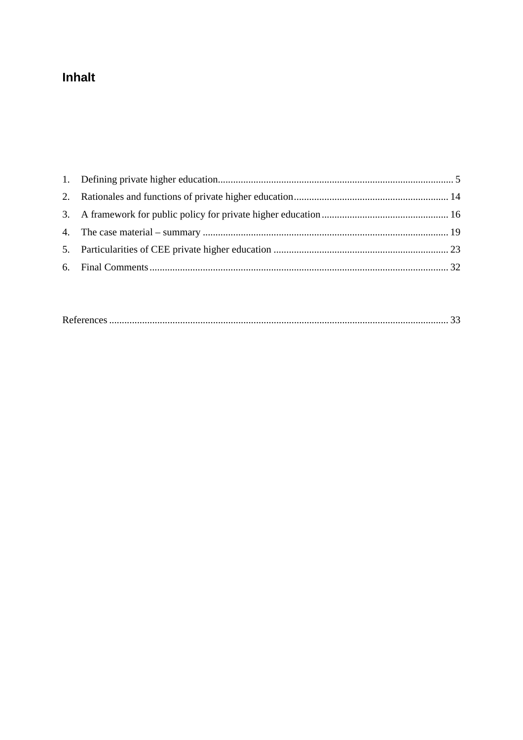# Inhalt

1. Defining private higher education ............ 5
2. Rationales and functions of private higher education ............ 14
3. A framework for public policy for private higher education ............ 16
4. The case material – summary ............ 19
5. Particularities of CEE private higher education ............ 23
6. Final Comments ............ 32

References ............ 33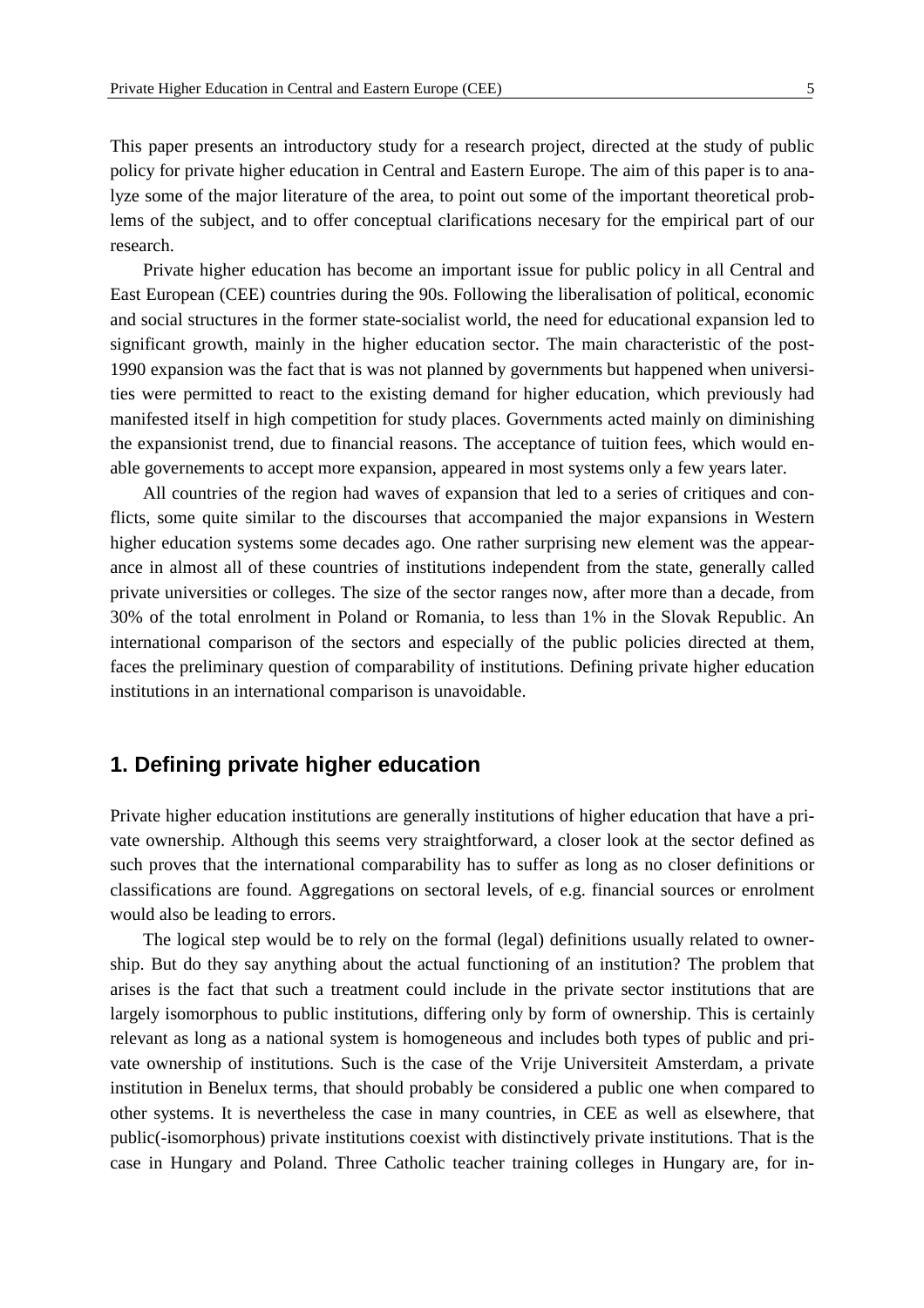This paper presents an introductory study for a research project, directed at the study of public policy for private higher education in Central and Eastern Europe. The aim of this paper is to analyze some of the major literature of the area, to point out some of the important theoretical problems of the subject, and to offer conceptual clarifications necesary for the empirical part of our research.

Private higher education has become an important issue for public policy in all Central and East European (CEE) countries during the 90s. Following the liberalisation of political, economic and social structures in the former state-socialist world, the need for educational expansion led to significant growth, mainly in the higher education sector. The main characteristic of the post-1990 expansion was the fact that is was not planned by governments but happened when universities were permitted to react to the existing demand for higher education, which previously had manifested itself in high competition for study places. Governments acted mainly on diminishing the expansionist trend, due to financial reasons. The acceptance of tuition fees, which would enable governements to accept more expansion, appeared in most systems only a few years later.

All countries of the region had waves of expansion that led to a series of critiques and conflicts, some quite similar to the discourses that accompanied the major expansions in Western higher education systems some decades ago. One rather surprising new element was the appearance in almost all of these countries of institutions independent from the state, generally called private universities or colleges. The size of the sector ranges now, after more than a decade, from 30% of the total enrolment in Poland or Romania, to less than 1% in the Slovak Republic. An international comparison of the sectors and especially of the public policies directed at them, faces the preliminary question of comparability of institutions. Defining private higher education institutions in an international comparison is unavoidable.

## 1. Defining private higher education

Private higher education institutions are generally institutions of higher education that have a private ownership. Although this seems very straightforward, a closer look at the sector defined as such proves that the international comparability has to suffer as long as no closer definitions or classifications are found. Aggregations on sectoral levels, of e.g. financial sources or enrolment would also be leading to errors.

The logical step would be to rely on the formal (legal) definitions usually related to ownership. But do they say anything about the actual functioning of an institution? The problem that arises is the fact that such a treatment could include in the private sector institutions that are largely isomorphous to public institutions, differing only by form of ownership. This is certainly relevant as long as a national system is homogeneous and includes both types of public and private ownership of institutions. Such is the case of the Vrije Universiteit Amsterdam, a private institution in Benelux terms, that should probably be considered a public one when compared to other systems. It is nevertheless the case in many countries, in CEE as well as elsewhere, that public(-isomorphous) private institutions coexist with distinctively private institutions. That is the case in Hungary and Poland. Three Catholic teacher training colleges in Hungary are, for in-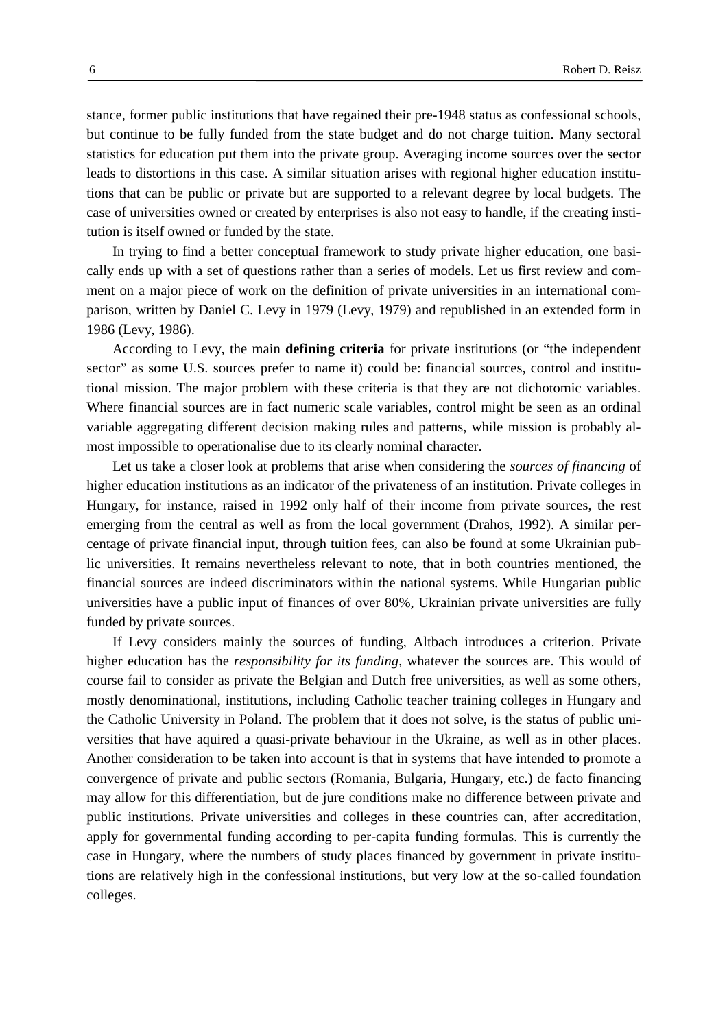stance, former public institutions that have regained their pre-1948 status as confessional schools, but continue to be fully funded from the state budget and do not charge tuition. Many sectoral statistics for education put them into the private group. Averaging income sources over the sector leads to distortions in this case. A similar situation arises with regional higher education institutions that can be public or private but are supported to a relevant degree by local budgets. The case of universities owned or created by enterprises is also not easy to handle, if the creating institution is itself owned or funded by the state.

In trying to find a better conceptual framework to study private higher education, one basically ends up with a set of questions rather than a series of models. Let us first review and comment on a major piece of work on the definition of private universities in an international comparison, written by Daniel C. Levy in 1979 (Levy, 1979) and republished in an extended form in 1986 (Levy, 1986).

According to Levy, the main **defining criteria** for private institutions (or "the independent sector" as some U.S. sources prefer to name it) could be: financial sources, control and institutional mission. The major problem with these criteria is that they are not dichotomic variables. Where financial sources are in fact numeric scale variables, control might be seen as an ordinal variable aggregating different decision making rules and patterns, while mission is probably almost impossible to operationalise due to its clearly nominal character.

Let us take a closer look at problems that arise when considering the *sources of financing* of higher education institutions as an indicator of the privateness of an institution. Private colleges in Hungary, for instance, raised in 1992 only half of their income from private sources, the rest emerging from the central as well as from the local government (Drahos, 1992). A similar percentage of private financial input, through tuition fees, can also be found at some Ukrainian public universities. It remains nevertheless relevant to note, that in both countries mentioned, the financial sources are indeed discriminators within the national systems. While Hungarian public universities have a public input of finances of over 80%, Ukrainian private universities are fully funded by private sources.

If Levy considers mainly the sources of funding, Altbach introduces a criterion. Private higher education has the *responsibility for its funding*, whatever the sources are. This would of course fail to consider as private the Belgian and Dutch free universities, as well as some others, mostly denominational, institutions, including Catholic teacher training colleges in Hungary and the Catholic University in Poland. The problem that it does not solve, is the status of public universities that have aquired a quasi-private behaviour in the Ukraine, as well as in other places. Another consideration to be taken into account is that in systems that have intended to promote a convergence of private and public sectors (Romania, Bulgaria, Hungary, etc.) de facto financing may allow for this differentiation, but de jure conditions make no difference between private and public institutions. Private universities and colleges in these countries can, after accreditation, apply for governmental funding according to per-capita funding formulas. This is currently the case in Hungary, where the numbers of study places financed by government in private institutions are relatively high in the confessional institutions, but very low at the so-called foundation colleges.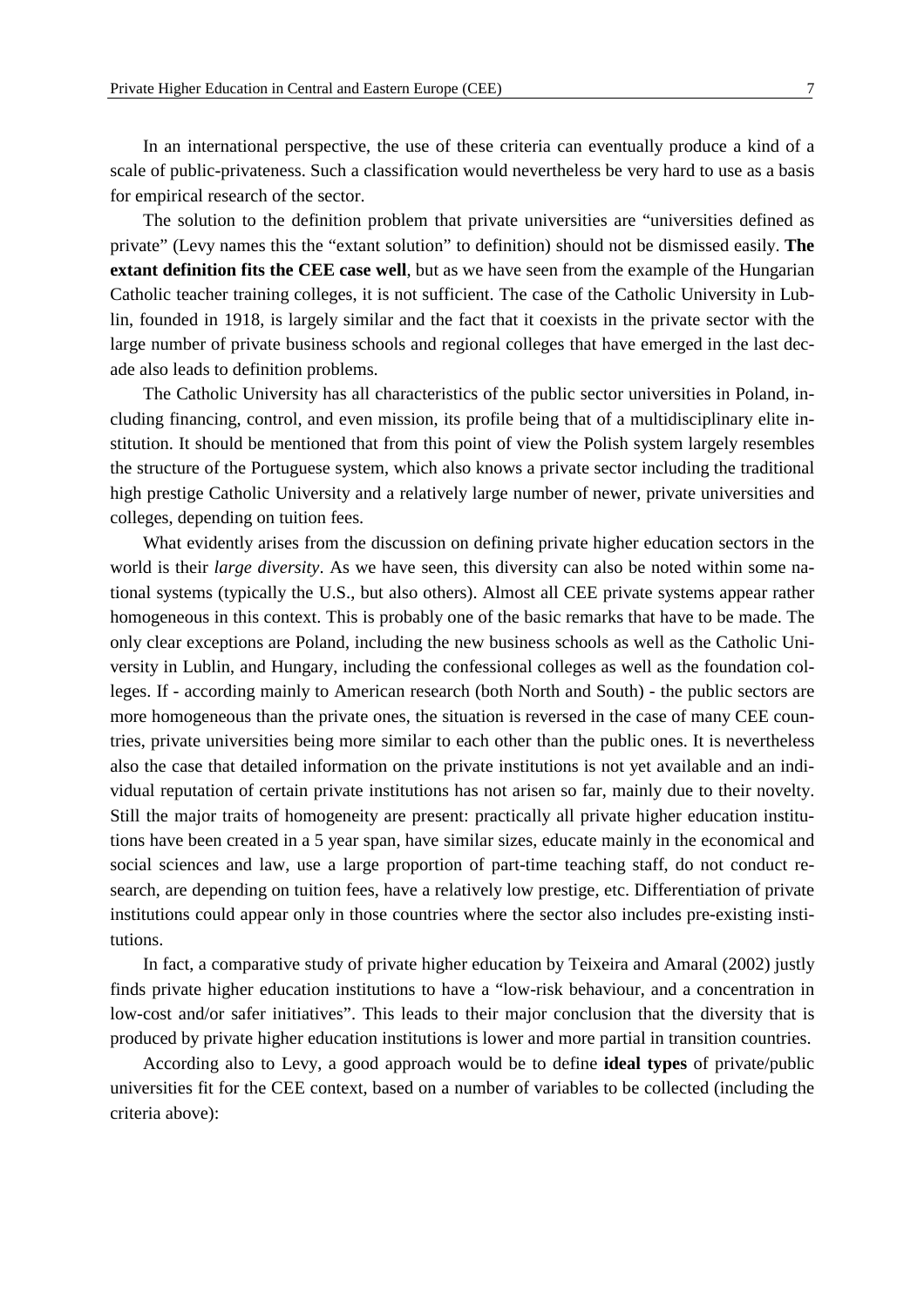In an international perspective, the use of these criteria can eventually produce a kind of a scale of public-privateness. Such a classification would nevertheless be very hard to use as a basis for empirical research of the sector.

The solution to the definition problem that private universities are "universities defined as private" (Levy names this the "extant solution" to definition) should not be dismissed easily. **The extant definition fits the CEE case well**, but as we have seen from the example of the Hungarian Catholic teacher training colleges, it is not sufficient. The case of the Catholic University in Lublin, founded in 1918, is largely similar and the fact that it coexists in the private sector with the large number of private business schools and regional colleges that have emerged in the last decade also leads to definition problems.

The Catholic University has all characteristics of the public sector universities in Poland, including financing, control, and even mission, its profile being that of a multidisciplinary elite institution. It should be mentioned that from this point of view the Polish system largely resembles the structure of the Portuguese system, which also knows a private sector including the traditional high prestige Catholic University and a relatively large number of newer, private universities and colleges, depending on tuition fees.

What evidently arises from the discussion on defining private higher education sectors in the world is their *large diversity*. As we have seen, this diversity can also be noted within some national systems (typically the U.S., but also others). Almost all CEE private systems appear rather homogeneous in this context. This is probably one of the basic remarks that have to be made. The only clear exceptions are Poland, including the new business schools as well as the Catholic University in Lublin, and Hungary, including the confessional colleges as well as the foundation colleges. If - according mainly to American research (both North and South) - the public sectors are more homogeneous than the private ones, the situation is reversed in the case of many CEE countries, private universities being more similar to each other than the public ones. It is nevertheless also the case that detailed information on the private institutions is not yet available and an individual reputation of certain private institutions has not arisen so far, mainly due to their novelty. Still the major traits of homogeneity are present: practically all private higher education institutions have been created in a 5 year span, have similar sizes, educate mainly in the economical and social sciences and law, use a large proportion of part-time teaching staff, do not conduct research, are depending on tuition fees, have a relatively low prestige, etc. Differentiation of private institutions could appear only in those countries where the sector also includes pre-existing institutions.

In fact, a comparative study of private higher education by Teixeira and Amaral (2002) justly finds private higher education institutions to have a "low-risk behaviour, and a concentration in low-cost and/or safer initiatives". This leads to their major conclusion that the diversity that is produced by private higher education institutions is lower and more partial in transition countries.

According also to Levy, a good approach would be to define **ideal types** of private/public universities fit for the CEE context, based on a number of variables to be collected (including the criteria above):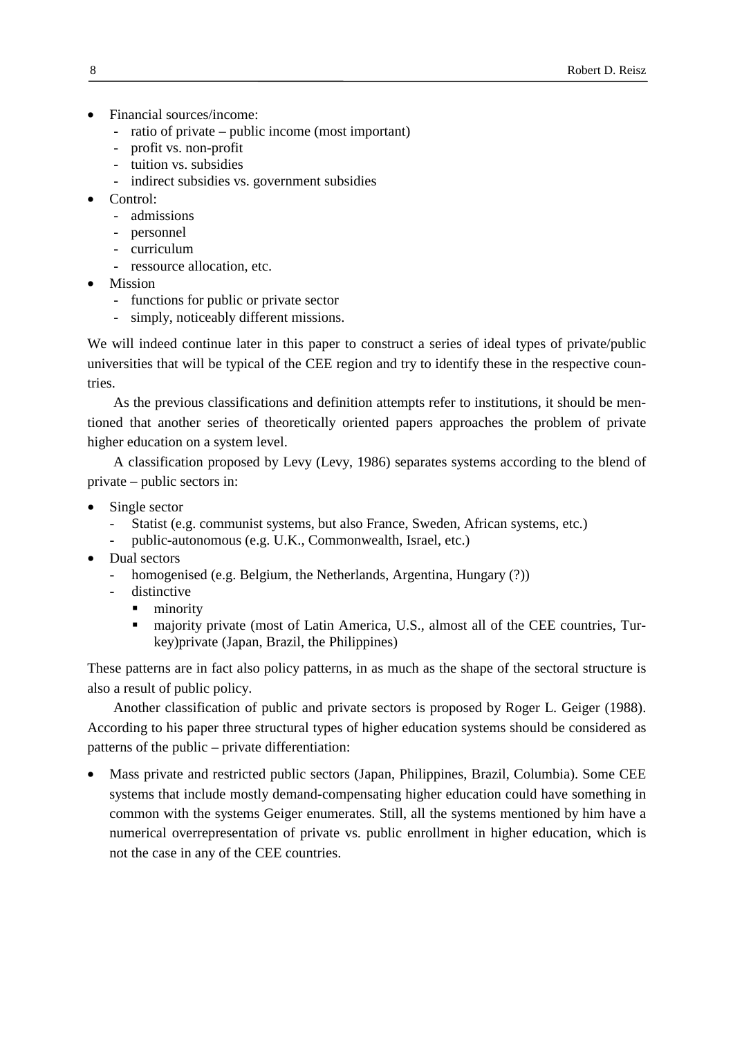- Financial sources/income:
  - ratio of private – public income (most important)
  - profit vs. non-profit
  - tuition vs. subsidies
  - indirect subsidies vs. government subsidies
- Control:
  - admissions
  - personnel
  - curriculum
  - ressource allocation, etc.
- Mission
  - functions for public or private sector
  - simply, noticeably different missions.

We will indeed continue later in this paper to construct a series of ideal types of private/public universities that will be typical of the CEE region and try to identify these in the respective countries.

As the previous classifications and definition attempts refer to institutions, it should be mentioned that another series of theoretically oriented papers approaches the problem of private higher education on a system level.

A classification proposed by Levy (Levy, 1986) separates systems according to the blend of private – public sectors in:

- Single sector
  - Statist (e.g. communist systems, but also France, Sweden, African systems, etc.)
  - public-autonomous (e.g. U.K., Commonwealth, Israel, etc.)
- Dual sectors
  - homogenised (e.g. Belgium, the Netherlands, Argentina, Hungary (?))
  - distinctive
    - minority
    - majority private (most of Latin America, U.S., almost all of the CEE countries, Turkey)private (Japan, Brazil, the Philippines)

These patterns are in fact also policy patterns, in as much as the shape of the sectoral structure is also a result of public policy.

Another classification of public and private sectors is proposed by Roger L. Geiger (1988). According to his paper three structural types of higher education systems should be considered as patterns of the public – private differentiation:

- Mass private and restricted public sectors (Japan, Philippines, Brazil, Columbia). Some CEE systems that include mostly demand-compensating higher education could have something in common with the systems Geiger enumerates. Still, all the systems mentioned by him have a numerical overrepresentation of private vs. public enrollment in higher education, which is not the case in any of the CEE countries.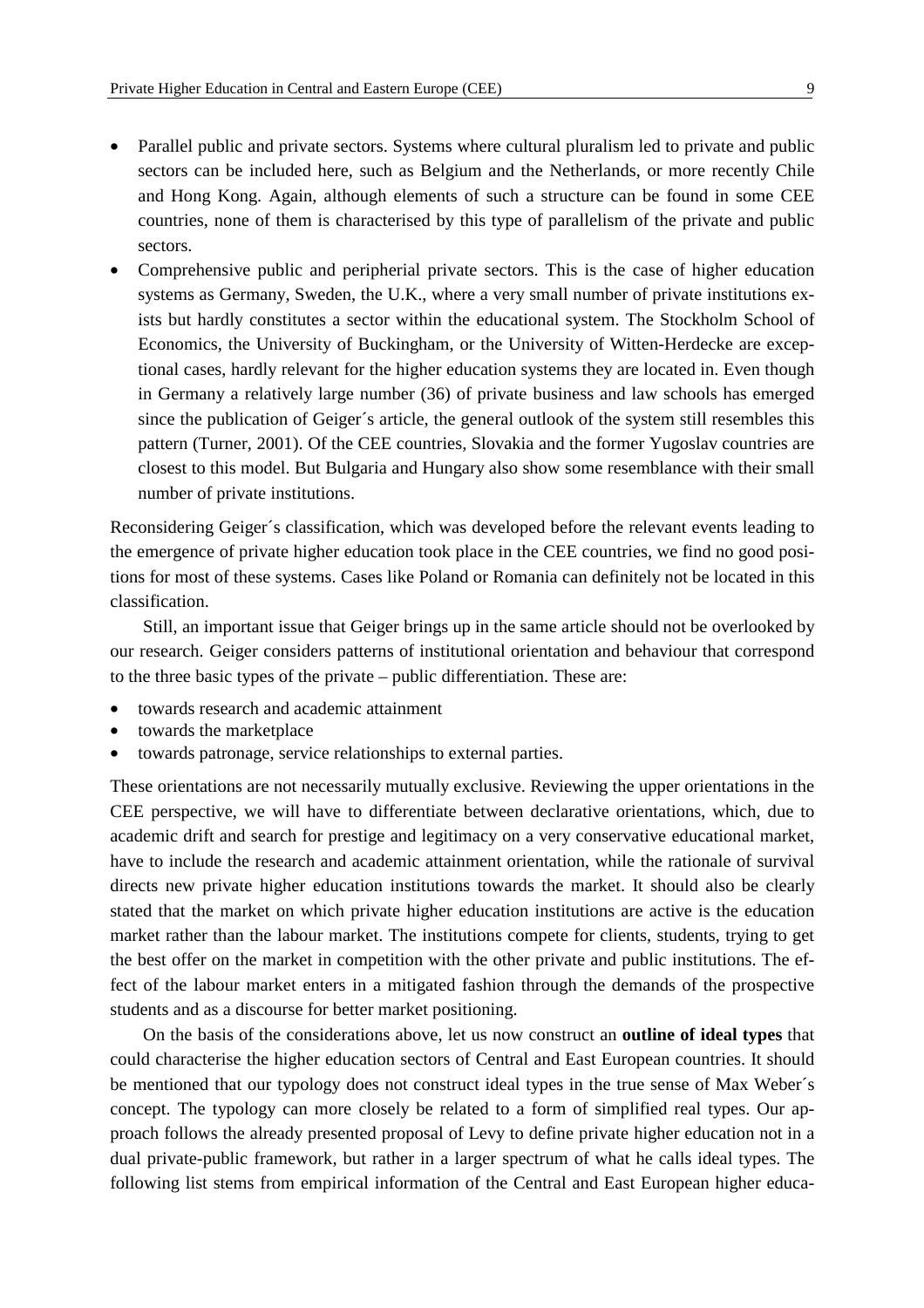- Parallel public and private sectors. Systems where cultural pluralism led to private and public sectors can be included here, such as Belgium and the Netherlands, or more recently Chile and Hong Kong. Again, although elements of such a structure can be found in some CEE countries, none of them is characterised by this type of parallelism of the private and public sectors.
- Comprehensive public and peripherial private sectors. This is the case of higher education systems as Germany, Sweden, the U.K., where a very small number of private institutions exists but hardly constitutes a sector within the educational system. The Stockholm School of Economics, the University of Buckingham, or the University of Witten-Herdecke are exceptional cases, hardly relevant for the higher education systems they are located in. Even though in Germany a relatively large number (36) of private business and law schools has emerged since the publication of Geiger´s article, the general outlook of the system still resembles this pattern (Turner, 2001). Of the CEE countries, Slovakia and the former Yugoslav countries are closest to this model. But Bulgaria and Hungary also show some resemblance with their small number of private institutions.

Reconsidering Geiger´s classification, which was developed before the relevant events leading to the emergence of private higher education took place in the CEE countries, we find no good positions for most of these systems. Cases like Poland or Romania can definitely not be located in this classification.

Still, an important issue that Geiger brings up in the same article should not be overlooked by our research. Geiger considers patterns of institutional orientation and behaviour that correspond to the three basic types of the private – public differentiation. These are:

- towards research and academic attainment
- towards the marketplace
- towards patronage, service relationships to external parties.

These orientations are not necessarily mutually exclusive. Reviewing the upper orientations in the CEE perspective, we will have to differentiate between declarative orientations, which, due to academic drift and search for prestige and legitimacy on a very conservative educational market, have to include the research and academic attainment orientation, while the rationale of survival directs new private higher education institutions towards the market. It should also be clearly stated that the market on which private higher education institutions are active is the education market rather than the labour market. The institutions compete for clients, students, trying to get the best offer on the market in competition with the other private and public institutions. The effect of the labour market enters in a mitigated fashion through the demands of the prospective students and as a discourse for better market positioning.

On the basis of the considerations above, let us now construct an **outline of ideal types** that could characterise the higher education sectors of Central and East European countries. It should be mentioned that our typology does not construct ideal types in the true sense of Max Weber´s concept. The typology can more closely be related to a form of simplified real types. Our approach follows the already presented proposal of Levy to define private higher education not in a dual private-public framework, but rather in a larger spectrum of what he calls ideal types. The following list stems from empirical information of the Central and East European higher educa-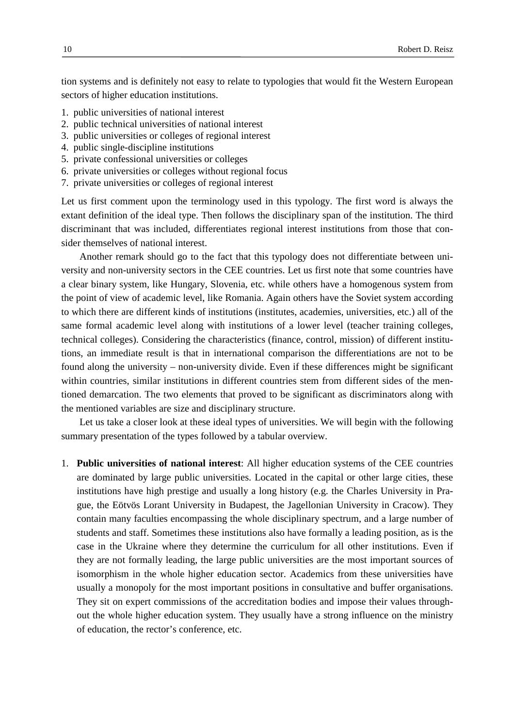tion systems and is definitely not easy to relate to typologies that would fit the Western European sectors of higher education institutions.

1. public universities of national interest
2. public technical universities of national interest
3. public universities or colleges of regional interest
4. public single-discipline institutions
5. private confessional universities or colleges
6. private universities or colleges without regional focus
7. private universities or colleges of regional interest

Let us first comment upon the terminology used in this typology. The first word is always the extant definition of the ideal type. Then follows the disciplinary span of the institution. The third discriminant that was included, differentiates regional interest institutions from those that consider themselves of national interest.

Another remark should go to the fact that this typology does not differentiate between university and non-university sectors in the CEE countries. Let us first note that some countries have a clear binary system, like Hungary, Slovenia, etc. while others have a homogenous system from the point of view of academic level, like Romania. Again others have the Soviet system according to which there are different kinds of institutions (institutes, academies, universities, etc.) all of the same formal academic level along with institutions of a lower level (teacher training colleges, technical colleges). Considering the characteristics (finance, control, mission) of different institutions, an immediate result is that in international comparison the differentiations are not to be found along the university – non-university divide. Even if these differences might be significant within countries, similar institutions in different countries stem from different sides of the mentioned demarcation. The two elements that proved to be significant as discriminators along with the mentioned variables are size and disciplinary structure.

Let us take a closer look at these ideal types of universities. We will begin with the following summary presentation of the types followed by a tabular overview.

1. **Public universities of national interest**: All higher education systems of the CEE countries are dominated by large public universities. Located in the capital or other large cities, these institutions have high prestige and usually a long history (e.g. the Charles University in Prague, the Eötvös Lorant University in Budapest, the Jagellonian University in Cracow). They contain many faculties encompassing the whole disciplinary spectrum, and a large number of students and staff. Sometimes these institutions also have formally a leading position, as is the case in the Ukraine where they determine the curriculum for all other institutions. Even if they are not formally leading, the large public universities are the most important sources of isomorphism in the whole higher education sector. Academics from these universities have usually a monopoly for the most important positions in consultative and buffer organisations. They sit on expert commissions of the accreditation bodies and impose their values throughout the whole higher education system. They usually have a strong influence on the ministry of education, the rector's conference, etc.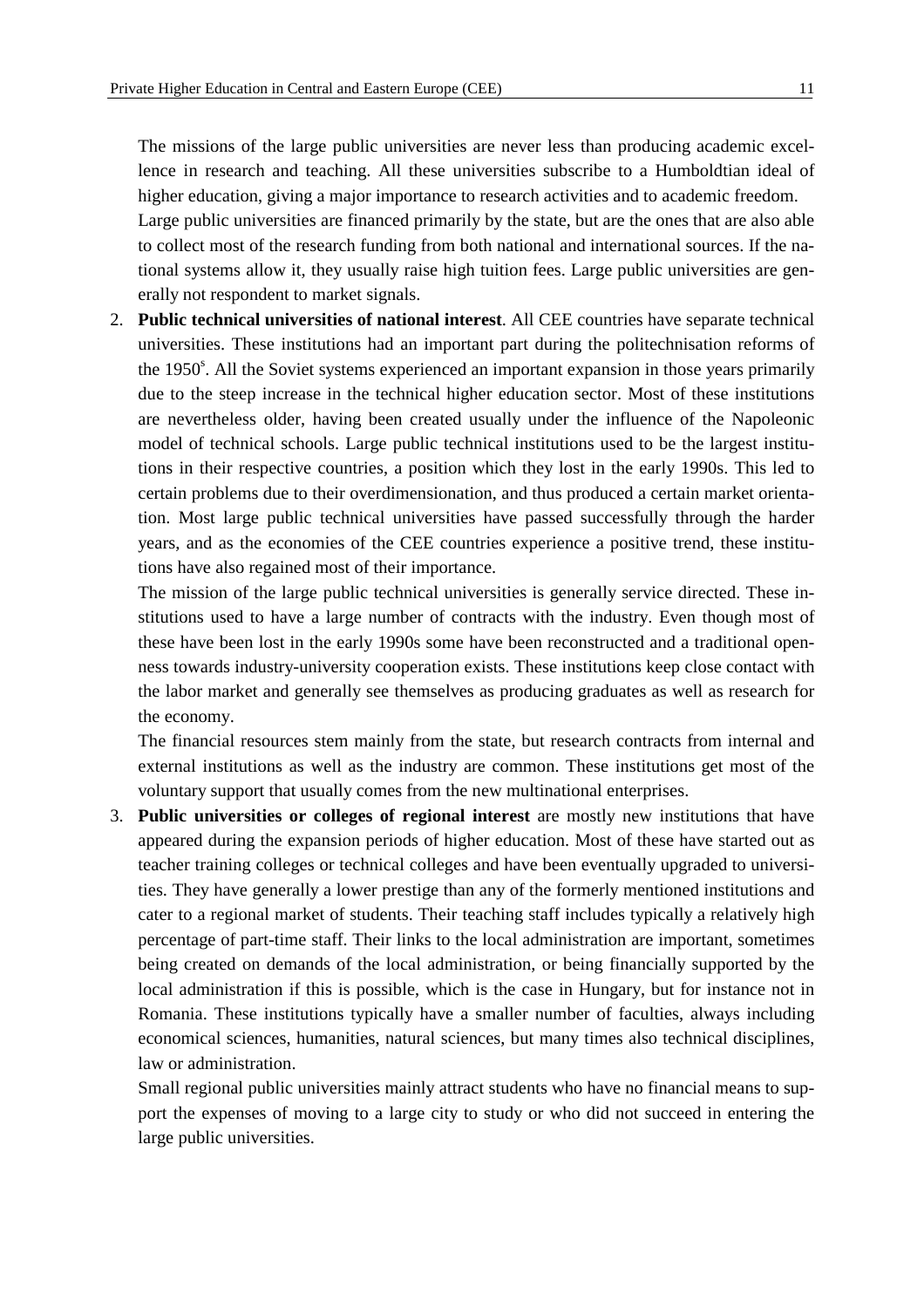The missions of the large public universities are never less than producing academic excellence in research and teaching. All these universities subscribe to a Humboldtian ideal of higher education, giving a major importance to research activities and to academic freedom.

Large public universities are financed primarily by the state, but are the ones that are also able to collect most of the research funding from both national and international sources. If the national systems allow it, they usually raise high tuition fees. Large public universities are generally not respondent to market signals.

2. **Public technical universities of national interest**. All CEE countries have separate technical universities. These institutions had an important part during the politechnisation reforms of the 1950s. All the Soviet systems experienced an important expansion in those years primarily due to the steep increase in the technical higher education sector. Most of these institutions are nevertheless older, having been created usually under the influence of the Napoleonic model of technical schools. Large public technical institutions used to be the largest institutions in their respective countries, a position which they lost in the early 1990s. This led to certain problems due to their overdimensionation, and thus produced a certain market orientation. Most large public technical universities have passed successfully through the harder years, and as the economies of the CEE countries experience a positive trend, these institutions have also regained most of their importance.

   The mission of the large public technical universities is generally service directed. These institutions used to have a large number of contracts with the industry. Even though most of these have been lost in the early 1990s some have been reconstructed and a traditional openness towards industry-university cooperation exists. These institutions keep close contact with the labor market and generally see themselves as producing graduates as well as research for the economy.

   The financial resources stem mainly from the state, but research contracts from internal and external institutions as well as the industry are common. These institutions get most of the voluntary support that usually comes from the new multinational enterprises.

3. **Public universities or colleges of regional interest** are mostly new institutions that have appeared during the expansion periods of higher education. Most of these have started out as teacher training colleges or technical colleges and have been eventually upgraded to universities. They have generally a lower prestige than any of the formerly mentioned institutions and cater to a regional market of students. Their teaching staff includes typically a relatively high percentage of part-time staff. Their links to the local administration are important, sometimes being created on demands of the local administration, or being financially supported by the local administration if this is possible, which is the case in Hungary, but for instance not in Romania. These institutions typically have a smaller number of faculties, always including economical sciences, humanities, natural sciences, but many times also technical disciplines, law or administration.

   Small regional public universities mainly attract students who have no financial means to support the expenses of moving to a large city to study or who did not succeed in entering the large public universities.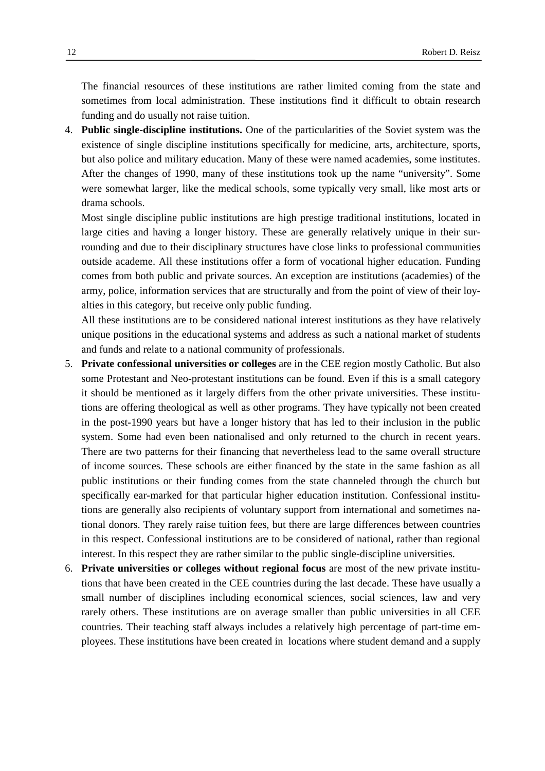The financial resources of these institutions are rather limited coming from the state and sometimes from local administration. These institutions find it difficult to obtain research funding and do usually not raise tuition.

4. **Public single-discipline institutions.** One of the particularities of the Soviet system was the existence of single discipline institutions specifically for medicine, arts, architecture, sports, but also police and military education. Many of these were named academies, some institutes. After the changes of 1990, many of these institutions took up the name "university". Some were somewhat larger, like the medical schools, some typically very small, like most arts or drama schools.

   Most single discipline public institutions are high prestige traditional institutions, located in large cities and having a longer history. These are generally relatively unique in their surrounding and due to their disciplinary structures have close links to professional communities outside academe. All these institutions offer a form of vocational higher education. Funding comes from both public and private sources. An exception are institutions (academies) of the army, police, information services that are structurally and from the point of view of their loyalties in this category, but receive only public funding.

   All these institutions are to be considered national interest institutions as they have relatively unique positions in the educational systems and address as such a national market of students and funds and relate to a national community of professionals.

5. **Private confessional universities or colleges** are in the CEE region mostly Catholic. But also some Protestant and Neo-protestant institutions can be found. Even if this is a small category it should be mentioned as it largely differs from the other private universities. These institutions are offering theological as well as other programs. They have typically not been created in the post-1990 years but have a longer history that has led to their inclusion in the public system. Some had even been nationalised and only returned to the church in recent years. There are two patterns for their financing that nevertheless lead to the same overall structure of income sources. These schools are either financed by the state in the same fashion as all public institutions or their funding comes from the state channeled through the church but specifically ear-marked for that particular higher education institution. Confessional institutions are generally also recipients of voluntary support from international and sometimes national donors. They rarely raise tuition fees, but there are large differences between countries in this respect. Confessional institutions are to be considered of national, rather than regional interest. In this respect they are rather similar to the public single-discipline universities.

6. **Private universities or colleges without regional focus** are most of the new private institutions that have been created in the CEE countries during the last decade. These have usually a small number of disciplines including economical sciences, social sciences, law and very rarely others. These institutions are on average smaller than public universities in all CEE countries. Their teaching staff always includes a relatively high percentage of part-time employees. These institutions have been created in locations where student demand and a supply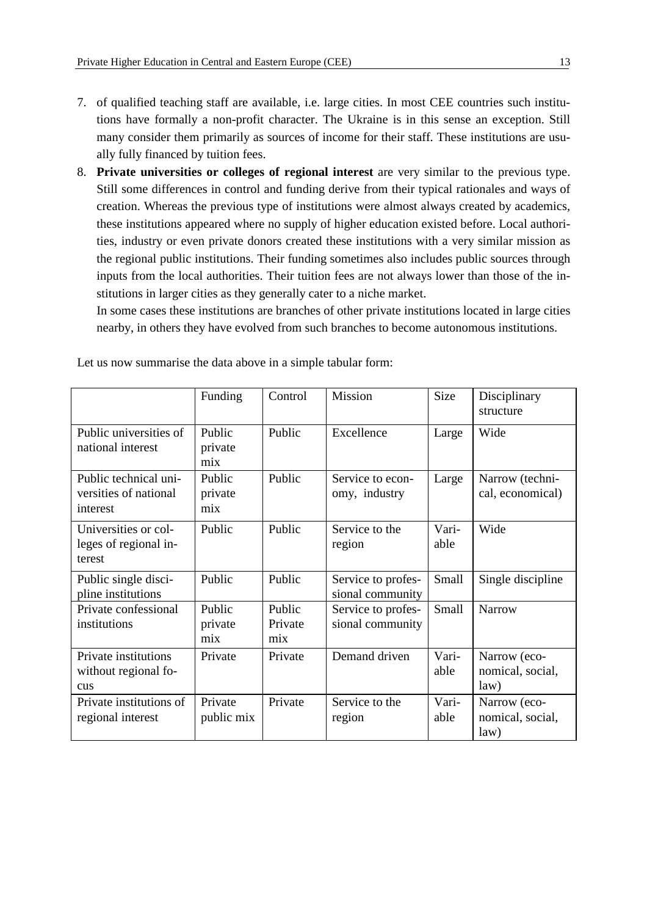7. of qualified teaching staff are available, i.e. large cities. In most CEE countries such institutions have formally a non-profit character. The Ukraine is in this sense an exception. Still many consider them primarily as sources of income for their staff. These institutions are usually fully financed by tuition fees.
8. **Private universities or colleges of regional interest** are very similar to the previous type. Still some differences in control and funding derive from their typical rationales and ways of creation. Whereas the previous type of institutions were almost always created by academics, these institutions appeared where no supply of higher education existed before. Local authorities, industry or even private donors created these institutions with a very similar mission as the regional public institutions. Their funding sometimes also includes public sources through inputs from the local authorities. Their tuition fees are not always lower than those of the institutions in larger cities as they generally cater to a niche market.
   In some cases these institutions are branches of other private institutions located in large cities nearby, in others they have evolved from such branches to become autonomous institutions.

Let us now summarise the data above in a simple tabular form:

| | Funding | Control | Mission | Size | Disciplinary structure |
|---|---|---|---|---|---|
| Public universities of national interest | Public private mix | Public | Excellence | Large | Wide |
| Public technical universities of national interest | Public private mix | Public | Service to economy, industry | Large | Narrow (technical, economical) |
| Universities or colleges of regional interest | Public | Public | Service to the region | Variable | Wide |
| Public single discipline institutions | Public | Public | Service to professional community | Small | Single discipline |
| Private confessional institutions | Public private mix | Public Private mix | Service to professional community | Small | Narrow |
| Private institutions without regional focus | Private | Private | Demand driven | Variable | Narrow (economical, social, law) |
| Private institutions of regional interest | Private public mix | Private | Service to the region | Variable | Narrow (economical, social, law) |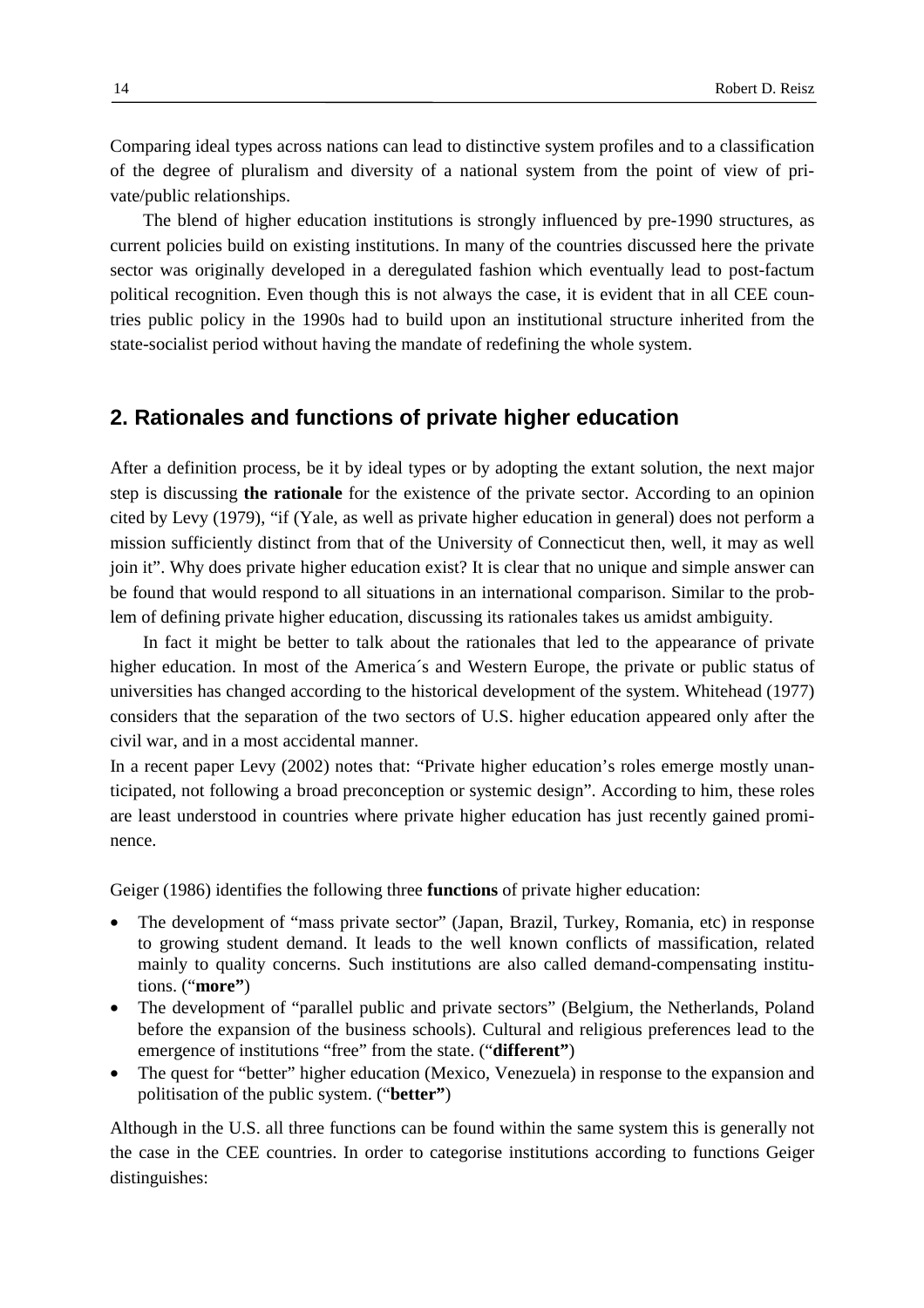Comparing ideal types across nations can lead to distinctive system profiles and to a classification of the degree of pluralism and diversity of a national system from the point of view of private/public relationships.

The blend of higher education institutions is strongly influenced by pre-1990 structures, as current policies build on existing institutions. In many of the countries discussed here the private sector was originally developed in a deregulated fashion which eventually lead to post-factum political recognition. Even though this is not always the case, it is evident that in all CEE countries public policy in the 1990s had to build upon an institutional structure inherited from the state-socialist period without having the mandate of redefining the whole system.

## 2. Rationales and functions of private higher education

After a definition process, be it by ideal types or by adopting the extant solution, the next major step is discussing **the rationale** for the existence of the private sector. According to an opinion cited by Levy (1979), "if (Yale, as well as private higher education in general) does not perform a mission sufficiently distinct from that of the University of Connecticut then, well, it may as well join it". Why does private higher education exist? It is clear that no unique and simple answer can be found that would respond to all situations in an international comparison. Similar to the problem of defining private higher education, discussing its rationales takes us amidst ambiguity.

In fact it might be better to talk about the rationales that led to the appearance of private higher education. In most of the America´s and Western Europe, the private or public status of universities has changed according to the historical development of the system. Whitehead (1977) considers that the separation of the two sectors of U.S. higher education appeared only after the civil war, and in a most accidental manner.

In a recent paper Levy (2002) notes that: "Private higher education's roles emerge mostly unanticipated, not following a broad preconception or systemic design". According to him, these roles are least understood in countries where private higher education has just recently gained prominence.

Geiger (1986) identifies the following three **functions** of private higher education:

- The development of "mass private sector" (Japan, Brazil, Turkey, Romania, etc) in response to growing student demand. It leads to the well known conflicts of massification, related mainly to quality concerns. Such institutions are also called demand-compensating institutions. ("**more"**)
- The development of "parallel public and private sectors" (Belgium, the Netherlands, Poland before the expansion of the business schools). Cultural and religious preferences lead to the emergence of institutions "free" from the state. ("**different"**)
- The quest for "better" higher education (Mexico, Venezuela) in response to the expansion and politisation of the public system. ("**better"**)

Although in the U.S. all three functions can be found within the same system this is generally not the case in the CEE countries. In order to categorise institutions according to functions Geiger distinguishes: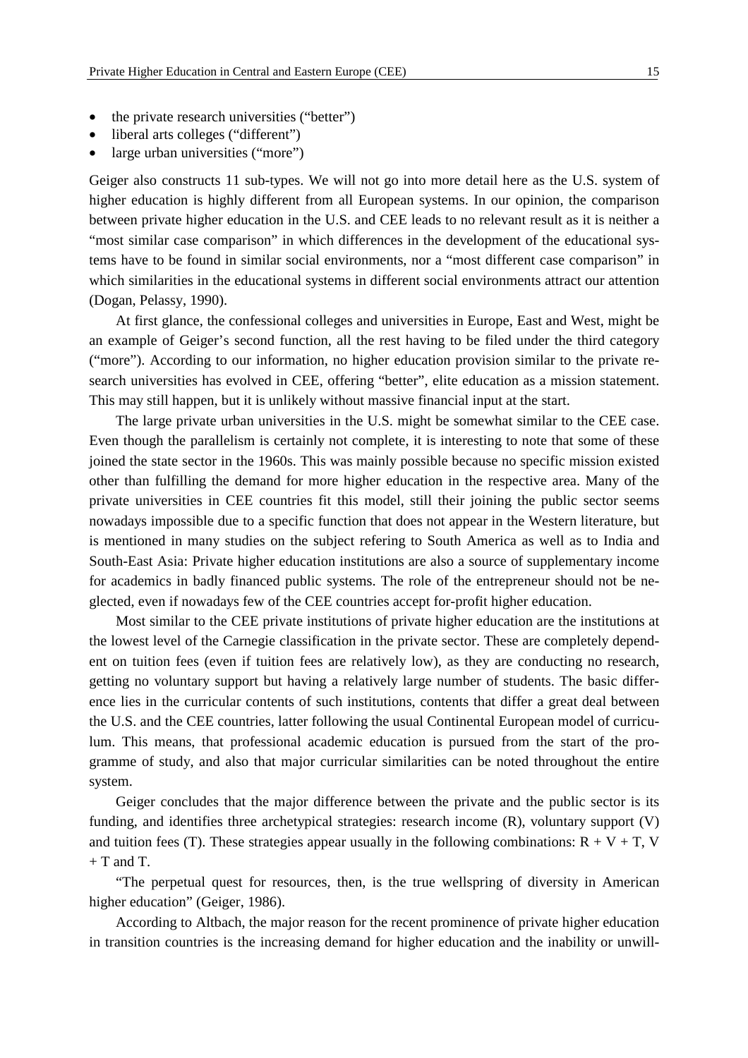- the private research universities ("better")
- liberal arts colleges ("different")
- large urban universities ("more")

Geiger also constructs 11 sub-types. We will not go into more detail here as the U.S. system of higher education is highly different from all European systems. In our opinion, the comparison between private higher education in the U.S. and CEE leads to no relevant result as it is neither a "most similar case comparison" in which differences in the development of the educational systems have to be found in similar social environments, nor a "most different case comparison" in which similarities in the educational systems in different social environments attract our attention (Dogan, Pelassy, 1990).

At first glance, the confessional colleges and universities in Europe, East and West, might be an example of Geiger's second function, all the rest having to be filed under the third category ("more"). According to our information, no higher education provision similar to the private research universities has evolved in CEE, offering "better", elite education as a mission statement. This may still happen, but it is unlikely without massive financial input at the start.

The large private urban universities in the U.S. might be somewhat similar to the CEE case. Even though the parallelism is certainly not complete, it is interesting to note that some of these joined the state sector in the 1960s. This was mainly possible because no specific mission existed other than fulfilling the demand for more higher education in the respective area. Many of the private universities in CEE countries fit this model, still their joining the public sector seems nowadays impossible due to a specific function that does not appear in the Western literature, but is mentioned in many studies on the subject refering to South America as well as to India and South-East Asia: Private higher education institutions are also a source of supplementary income for academics in badly financed public systems. The role of the entrepreneur should not be neglected, even if nowadays few of the CEE countries accept for-profit higher education.

Most similar to the CEE private institutions of private higher education are the institutions at the lowest level of the Carnegie classification in the private sector. These are completely dependent on tuition fees (even if tuition fees are relatively low), as they are conducting no research, getting no voluntary support but having a relatively large number of students. The basic difference lies in the curricular contents of such institutions, contents that differ a great deal between the U.S. and the CEE countries, latter following the usual Continental European model of curriculum. This means, that professional academic education is pursued from the start of the programme of study, and also that major curricular similarities can be noted throughout the entire system.

Geiger concludes that the major difference between the private and the public sector is its funding, and identifies three archetypical strategies: research income (R), voluntary support (V) and tuition fees (T). These strategies appear usually in the following combinations: R + V + T, V + T and T.

"The perpetual quest for resources, then, is the true wellspring of diversity in American higher education" (Geiger, 1986).

According to Altbach, the major reason for the recent prominence of private higher education in transition countries is the increasing demand for higher education and the inability or unwill-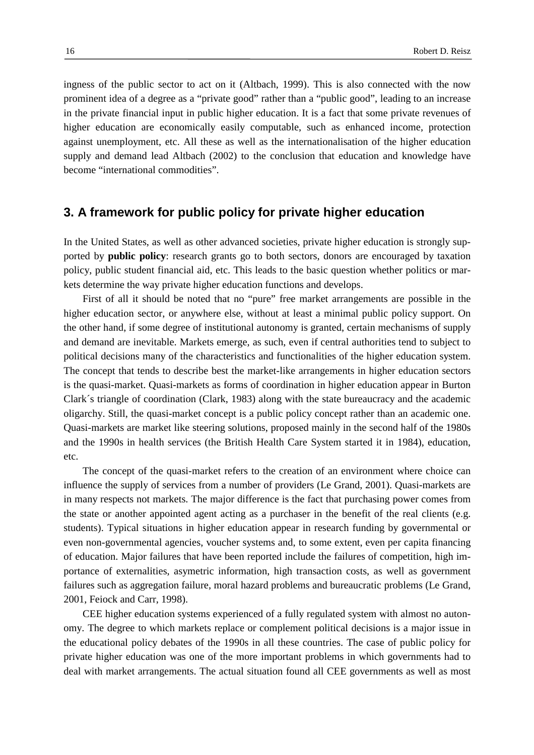ingness of the public sector to act on it (Altbach, 1999). This is also connected with the now prominent idea of a degree as a "private good" rather than a "public good", leading to an increase in the private financial input in public higher education. It is a fact that some private revenues of higher education are economically easily computable, such as enhanced income, protection against unemployment, etc. All these as well as the internationalisation of the higher education supply and demand lead Altbach (2002) to the conclusion that education and knowledge have become "international commodities".

## 3. A framework for public policy for private higher education

In the United States, as well as other advanced societies, private higher education is strongly supported by **public policy**: research grants go to both sectors, donors are encouraged by taxation policy, public student financial aid, etc. This leads to the basic question whether politics or markets determine the way private higher education functions and develops.

First of all it should be noted that no "pure" free market arrangements are possible in the higher education sector, or anywhere else, without at least a minimal public policy support. On the other hand, if some degree of institutional autonomy is granted, certain mechanisms of supply and demand are inevitable. Markets emerge, as such, even if central authorities tend to subject to political decisions many of the characteristics and functionalities of the higher education system. The concept that tends to describe best the market-like arrangements in higher education sectors is the quasi-market. Quasi-markets as forms of coordination in higher education appear in Burton Clark´s triangle of coordination (Clark, 1983) along with the state bureaucracy and the academic oligarchy. Still, the quasi-market concept is a public policy concept rather than an academic one. Quasi-markets are market like steering solutions, proposed mainly in the second half of the 1980s and the 1990s in health services (the British Health Care System started it in 1984), education, etc.

The concept of the quasi-market refers to the creation of an environment where choice can influence the supply of services from a number of providers (Le Grand, 2001). Quasi-markets are in many respects not markets. The major difference is the fact that purchasing power comes from the state or another appointed agent acting as a purchaser in the benefit of the real clients (e.g. students). Typical situations in higher education appear in research funding by governmental or even non-governmental agencies, voucher systems and, to some extent, even per capita financing of education. Major failures that have been reported include the failures of competition, high importance of externalities, asymetric information, high transaction costs, as well as government failures such as aggregation failure, moral hazard problems and bureaucratic problems (Le Grand, 2001, Feiock and Carr, 1998).

CEE higher education systems experienced of a fully regulated system with almost no autonomy. The degree to which markets replace or complement political decisions is a major issue in the educational policy debates of the 1990s in all these countries. The case of public policy for private higher education was one of the more important problems in which governments had to deal with market arrangements. The actual situation found all CEE governments as well as most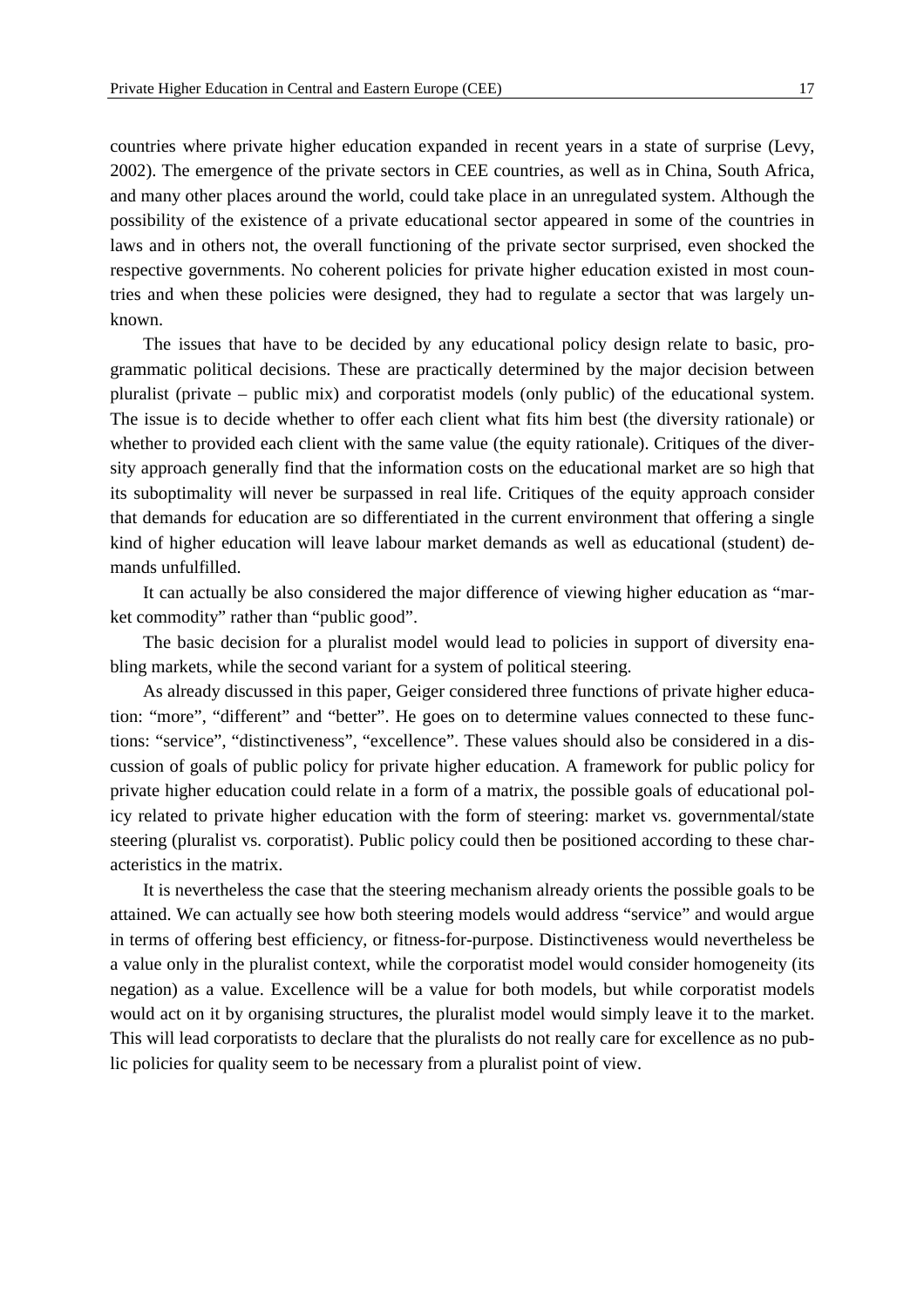countries where private higher education expanded in recent years in a state of surprise (Levy, 2002). The emergence of the private sectors in CEE countries, as well as in China, South Africa, and many other places around the world, could take place in an unregulated system. Although the possibility of the existence of a private educational sector appeared in some of the countries in laws and in others not, the overall functioning of the private sector surprised, even shocked the respective governments. No coherent policies for private higher education existed in most countries and when these policies were designed, they had to regulate a sector that was largely unknown.

The issues that have to be decided by any educational policy design relate to basic, programmatic political decisions. These are practically determined by the major decision between pluralist (private – public mix) and corporatist models (only public) of the educational system. The issue is to decide whether to offer each client what fits him best (the diversity rationale) or whether to provided each client with the same value (the equity rationale). Critiques of the diversity approach generally find that the information costs on the educational market are so high that its suboptimality will never be surpassed in real life. Critiques of the equity approach consider that demands for education are so differentiated in the current environment that offering a single kind of higher education will leave labour market demands as well as educational (student) demands unfulfilled.

It can actually be also considered the major difference of viewing higher education as "market commodity" rather than "public good".

The basic decision for a pluralist model would lead to policies in support of diversity enabling markets, while the second variant for a system of political steering.

As already discussed in this paper, Geiger considered three functions of private higher education: "more", "different" and "better". He goes on to determine values connected to these functions: "service", "distinctiveness", "excellence". These values should also be considered in a discussion of goals of public policy for private higher education. A framework for public policy for private higher education could relate in a form of a matrix, the possible goals of educational policy related to private higher education with the form of steering: market vs. governmental/state steering (pluralist vs. corporatist). Public policy could then be positioned according to these characteristics in the matrix.

It is nevertheless the case that the steering mechanism already orients the possible goals to be attained. We can actually see how both steering models would address "service" and would argue in terms of offering best efficiency, or fitness-for-purpose. Distinctiveness would nevertheless be a value only in the pluralist context, while the corporatist model would consider homogeneity (its negation) as a value. Excellence will be a value for both models, but while corporatist models would act on it by organising structures, the pluralist model would simply leave it to the market. This will lead corporatists to declare that the pluralists do not really care for excellence as no public policies for quality seem to be necessary from a pluralist point of view.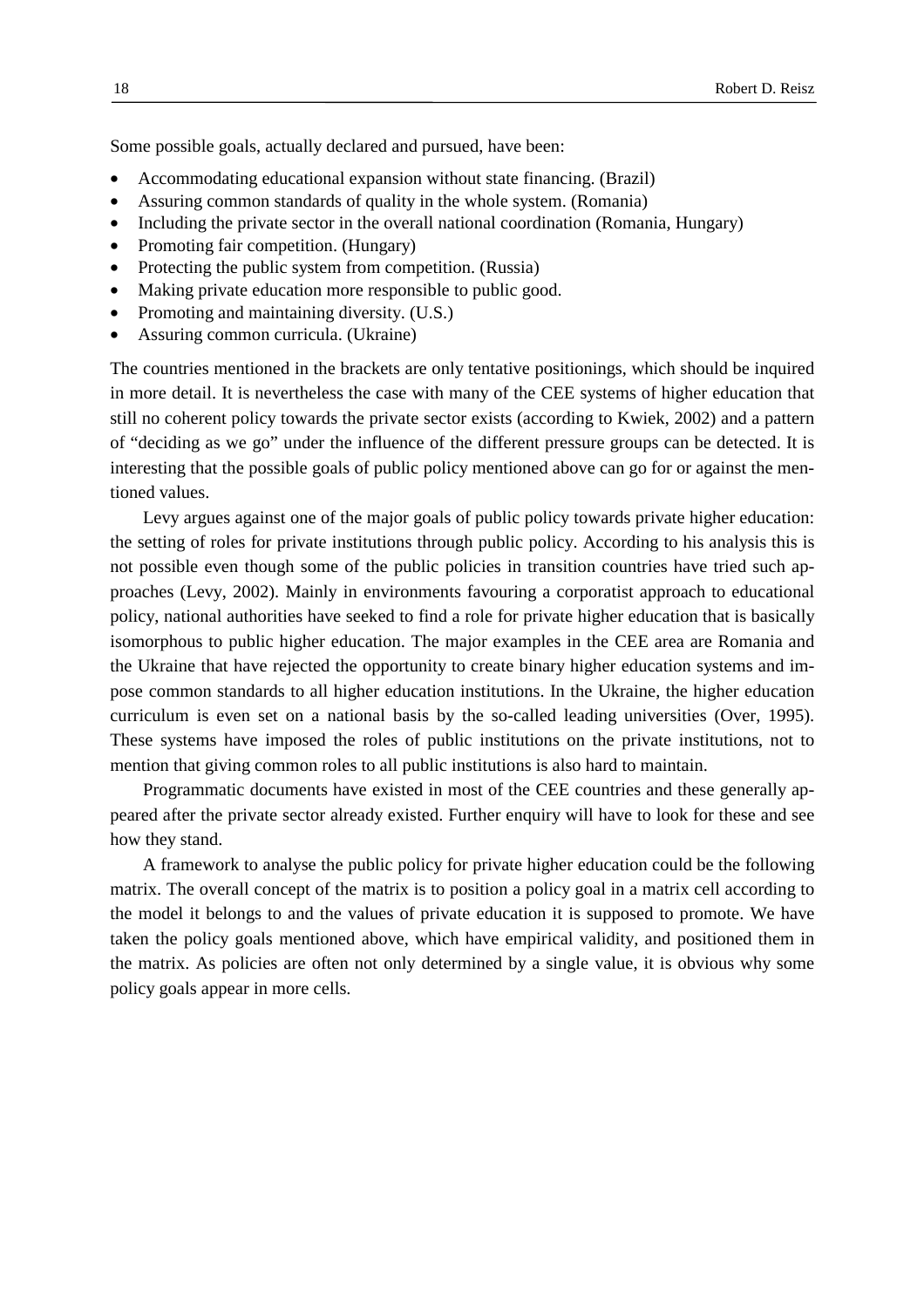Some possible goals, actually declared and pursued, have been:

- Accommodating educational expansion without state financing. (Brazil)
- Assuring common standards of quality in the whole system. (Romania)
- Including the private sector in the overall national coordination (Romania, Hungary)
- Promoting fair competition. (Hungary)
- Protecting the public system from competition. (Russia)
- Making private education more responsible to public good.
- Promoting and maintaining diversity. (U.S.)
- Assuring common curricula. (Ukraine)

The countries mentioned in the brackets are only tentative positionings, which should be inquired in more detail. It is nevertheless the case with many of the CEE systems of higher education that still no coherent policy towards the private sector exists (according to Kwiek, 2002) and a pattern of "deciding as we go" under the influence of the different pressure groups can be detected. It is interesting that the possible goals of public policy mentioned above can go for or against the mentioned values.

Levy argues against one of the major goals of public policy towards private higher education: the setting of roles for private institutions through public policy. According to his analysis this is not possible even though some of the public policies in transition countries have tried such approaches (Levy, 2002). Mainly in environments favouring a corporatist approach to educational policy, national authorities have seeked to find a role for private higher education that is basically isomorphous to public higher education. The major examples in the CEE area are Romania and the Ukraine that have rejected the opportunity to create binary higher education systems and impose common standards to all higher education institutions. In the Ukraine, the higher education curriculum is even set on a national basis by the so-called leading universities (Over, 1995). These systems have imposed the roles of public institutions on the private institutions, not to mention that giving common roles to all public institutions is also hard to maintain.

Programmatic documents have existed in most of the CEE countries and these generally appeared after the private sector already existed. Further enquiry will have to look for these and see how they stand.

A framework to analyse the public policy for private higher education could be the following matrix. The overall concept of the matrix is to position a policy goal in a matrix cell according to the model it belongs to and the values of private education it is supposed to promote. We have taken the policy goals mentioned above, which have empirical validity, and positioned them in the matrix. As policies are often not only determined by a single value, it is obvious why some policy goals appear in more cells.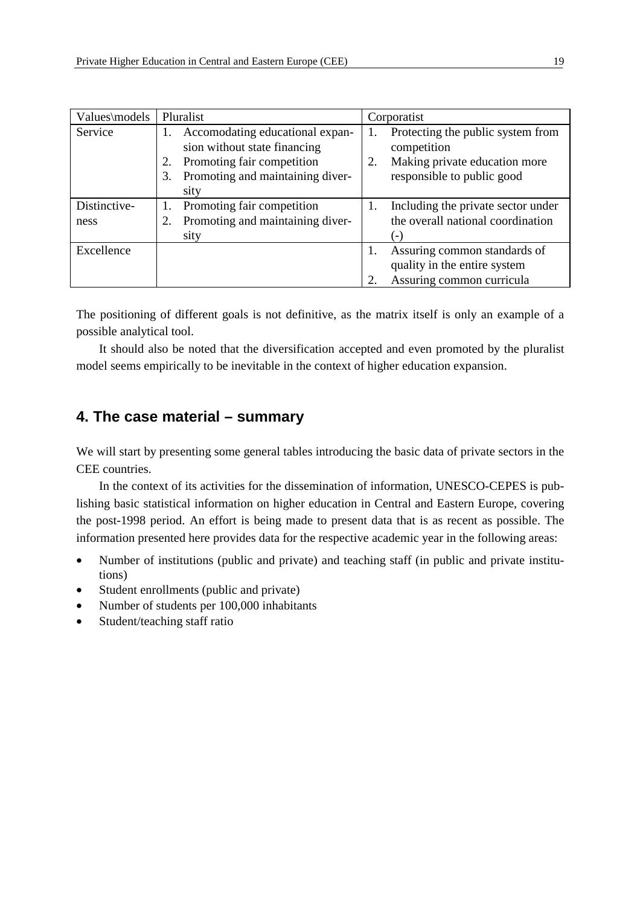| Values\models | Pluralist | Corporatist |
|---|---|---|
| Service | 1. Accomodating educational expansion without state financing<br>2. Promoting fair competition<br>3. Promoting and maintaining diversity | 1. Protecting the public system from competition<br>2. Making private education more responsible to public good |
| Distinctiveness | 1. Promoting fair competition<br>2. Promoting and maintaining diversity | 1. Including the private sector under the overall national coordination (-) |
| Excellence | | 1. Assuring common standards of quality in the entire system<br>2. Assuring common curricula |

The positioning of different goals is not definitive, as the matrix itself is only an example of a possible analytical tool.

It should also be noted that the diversification accepted and even promoted by the pluralist model seems empirically to be inevitable in the context of higher education expansion.

## 4. The case material – summary

We will start by presenting some general tables introducing the basic data of private sectors in the CEE countries.

In the context of its activities for the dissemination of information, UNESCO-CEPES is publishing basic statistical information on higher education in Central and Eastern Europe, covering the post-1998 period. An effort is being made to present data that is as recent as possible. The information presented here provides data for the respective academic year in the following areas:

- Number of institutions (public and private) and teaching staff (in public and private institutions)
- Student enrollments (public and private)
- Number of students per 100,000 inhabitants
- Student/teaching staff ratio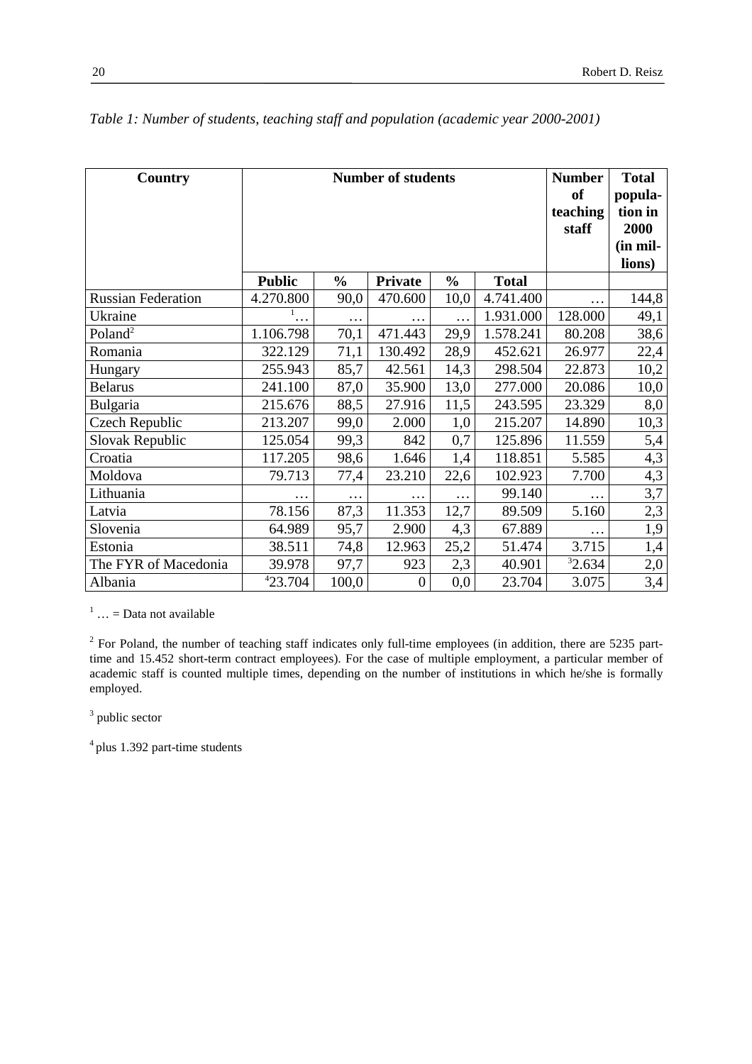*Table 1: Number of students, teaching staff and population (academic year 2000-2001)*

| Country | Number of students | | | | | Number of teaching staff | Total population in 2000 (in millions) |
|---|---|---|---|---|---|---|---|
| | **Public** | **%** | **Private** | **%** | **Total** | | |
| Russian Federation | 4.270.800 | 90,0 | 470.600 | 10,0 | 4.741.400 | … | 144,8 |
| Ukraine | [1]… | … | … | … | 1.931.000 | 128.000 | 49,1 |
| Poland[2] | 1.106.798 | 70,1 | 471.443 | 29,9 | 1.578.241 | 80.208 | 38,6 |
| Romania | 322.129 | 71,1 | 130.492 | 28,9 | 452.621 | 26.977 | 22,4 |
| Hungary | 255.943 | 85,7 | 42.561 | 14,3 | 298.504 | 22.873 | 10,2 |
| Belarus | 241.100 | 87,0 | 35.900 | 13,0 | 277.000 | 20.086 | 10,0 |
| Bulgaria | 215.676 | 88,5 | 27.916 | 11,5 | 243.595 | 23.329 | 8,0 |
| Czech Republic | 213.207 | 99,0 | 2.000 | 1,0 | 215.207 | 14.890 | 10,3 |
| Slovak Republic | 125.054 | 99,3 | 842 | 0,7 | 125.896 | 11.559 | 5,4 |
| Croatia | 117.205 | 98,6 | 1.646 | 1,4 | 118.851 | 5.585 | 4,3 |
| Moldova | 79.713 | 77,4 | 23.210 | 22,6 | 102.923 | 7.700 | 4,3 |
| Lithuania | … | … | … | … | 99.140 | … | 3,7 |
| Latvia | 78.156 | 87,3 | 11.353 | 12,7 | 89.509 | 5.160 | 2,3 |
| Slovenia | 64.989 | 95,7 | 2.900 | 4,3 | 67.889 | … | 1,9 |
| Estonia | 38.511 | 74,8 | 12.963 | 25,2 | 51.474 | 3.715 | 1,4 |
| The FYR of Macedonia | 39.978 | 97,7 | 923 | 2,3 | 40.901 | [3]2.634 | 2,0 |
| Albania | [4]23.704 | 100,0 | 0 | 0,0 | 23.704 | 3.075 | 3,4 |

[1] … = Data not available

[2] For Poland, the number of teaching staff indicates only full-time employees (in addition, there are 5235 part-time and 15.452 short-term contract employees). For the case of multiple employment, a particular member of academic staff is counted multiple times, depending on the number of institutions in which he/she is formally employed.

[3] public sector

[4] plus 1.392 part-time students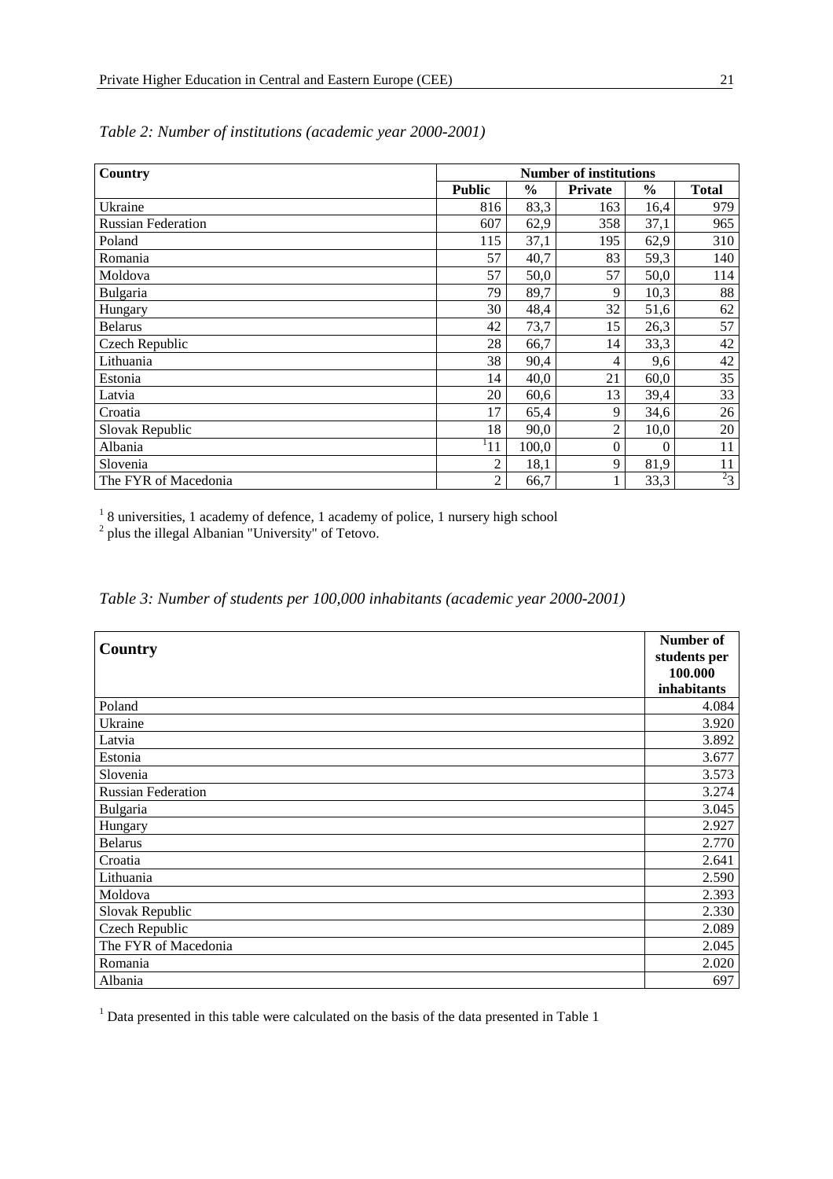*Table 2: Number of institutions (academic year 2000-2001)*

| Country | Number of institutions | | | | |
|---|---|---|---|---|---|
| | **Public** | **%** | **Private** | **%** | **Total** |
| Ukraine | 816 | 83,3 | 163 | 16,4 | 979 |
| Russian Federation | 607 | 62,9 | 358 | 37,1 | 965 |
| Poland | 115 | 37,1 | 195 | 62,9 | 310 |
| Romania | 57 | 40,7 | 83 | 59,3 | 140 |
| Moldova | 57 | 50,0 | 57 | 50,0 | 114 |
| Bulgaria | 79 | 89,7 | 9 | 10,3 | 88 |
| Hungary | 30 | 48,4 | 32 | 51,6 | 62 |
| Belarus | 42 | 73,7 | 15 | 26,3 | 57 |
| Czech Republic | 28 | 66,7 | 14 | 33,3 | 42 |
| Lithuania | 38 | 90,4 | 4 | 9,6 | 42 |
| Estonia | 14 | 40,0 | 21 | 60,0 | 35 |
| Latvia | 20 | 60,6 | 13 | 39,4 | 33 |
| Croatia | 17 | 65,4 | 9 | 34,6 | 26 |
| Slovak Republic | 18 | 90,0 | 2 | 10,0 | 20 |
| Albania | [1]11 | 100,0 | 0 | 0 | 11 |
| Slovenia | 2 | 18,1 | 9 | 81,9 | 11 |
| The FYR of Macedonia | 2 | 66,7 | 1 | 33,3 | [2]3 |

[1] 8 universities, 1 academy of defence, 1 academy of police, 1 nursery high school
[2] plus the illegal Albanian "University" of Tetovo.

*Table 3: Number of students per 100,000 inhabitants (academic year 2000-2001)*

| Country | Number of students per 100.000 inhabitants |
|---|---|
| Poland | 4.084 |
| Ukraine | 3.920 |
| Latvia | 3.892 |
| Estonia | 3.677 |
| Slovenia | 3.573 |
| Russian Federation | 3.274 |
| Bulgaria | 3.045 |
| Hungary | 2.927 |
| Belarus | 2.770 |
| Croatia | 2.641 |
| Lithuania | 2.590 |
| Moldova | 2.393 |
| Slovak Republic | 2.330 |
| Czech Republic | 2.089 |
| The FYR of Macedonia | 2.045 |
| Romania | 2.020 |
| Albania | 697 |

[1] Data presented in this table were calculated on the basis of the data presented in Table 1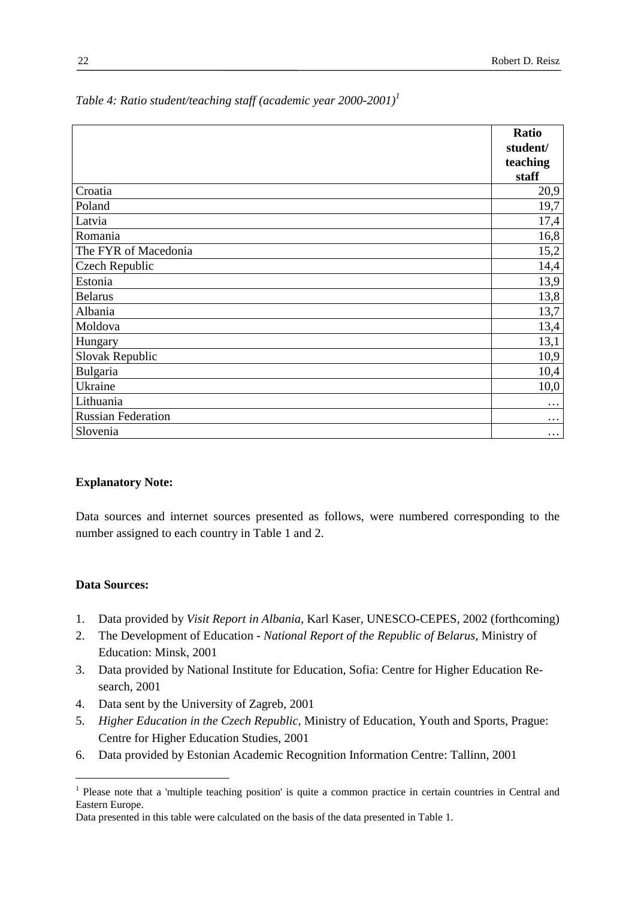*Table 4: Ratio student/teaching staff (academic year 2000-2001)*[1]

| | Ratio student/ teaching staff |
|---|---:|
| Croatia | 20,9 |
| Poland | 19,7 |
| Latvia | 17,4 |
| Romania | 16,8 |
| The FYR of Macedonia | 15,2 |
| Czech Republic | 14,4 |
| Estonia | 13,9 |
| Belarus | 13,8 |
| Albania | 13,7 |
| Moldova | 13,4 |
| Hungary | 13,1 |
| Slovak Republic | 10,9 |
| Bulgaria | 10,4 |
| Ukraine | 10,0 |
| Lithuania | … |
| Russian Federation | … |
| Slovenia | … |

**Explanatory Note:**

Data sources and internet sources presented as follows, were numbered corresponding to the number assigned to each country in Table 1 and 2.

**Data Sources:**

1. Data provided by *Visit Report in Albania*, Karl Kaser, UNESCO-CEPES, 2002 (forthcoming)
2. The Development of Education - *National Report of the Republic of Belarus*, Ministry of Education: Minsk, 2001
3. Data provided by National Institute for Education, Sofia: Centre for Higher Education Research, 2001
4. Data sent by the University of Zagreb, 2001
5. *Higher Education in the Czech Republic,* Ministry of Education, Youth and Sports, Prague: Centre for Higher Education Studies, 2001
6. Data provided by Estonian Academic Recognition Information Centre: Tallinn, 2001

[1] Please note that a 'multiple teaching position' is quite a common practice in certain countries in Central and Eastern Europe.
Data presented in this table were calculated on the basis of the data presented in Table 1.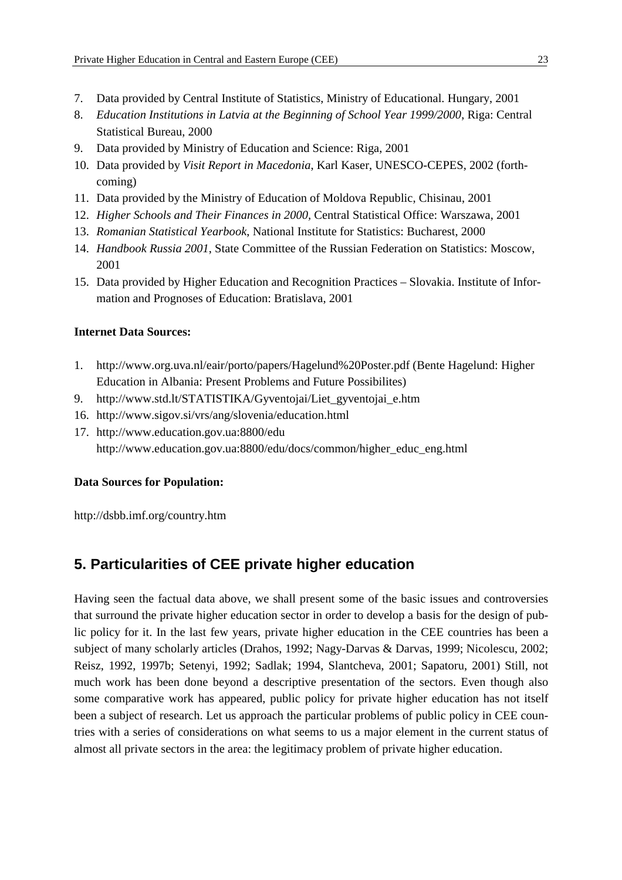7. Data provided by Central Institute of Statistics, Ministry of Educational. Hungary, 2001
8. *Education Institutions in Latvia at the Beginning of School Year 1999/2000*, Riga: Central Statistical Bureau, 2000
9. Data provided by Ministry of Education and Science: Riga, 2001
10. Data provided by *Visit Report in Macedonia*, Karl Kaser, UNESCO-CEPES, 2002 (forthcoming)
11. Data provided by the Ministry of Education of Moldova Republic, Chisinau, 2001
12. *Higher Schools and Their Finances in 2000*, Central Statistical Office: Warszawa, 2001
13. *Romanian Statistical Yearbook*, National Institute for Statistics: Bucharest, 2000
14. *Handbook Russia 2001*, State Committee of the Russian Federation on Statistics: Moscow, 2001
15. Data provided by Higher Education and Recognition Practices – Slovakia. Institute of Information and Prognoses of Education: Bratislava, 2001

**Internet Data Sources:**

1. http://www.org.uva.nl/eair/porto/papers/Hagelund%20Poster.pdf (Bente Hagelund: Higher Education in Albania: Present Problems and Future Possibilites)
9. http://www.std.lt/STATISTIKA/Gyventojai/Liet_gyventojai_e.htm
16. http://www.sigov.si/vrs/ang/slovenia/education.html
17. http://www.education.gov.ua:8800/edu
    http://www.education.gov.ua:8800/edu/docs/common/higher_educ_eng.html

**Data Sources for Population:**

http://dsbb.imf.org/country.htm

## 5. Particularities of CEE private higher education

Having seen the factual data above, we shall present some of the basic issues and controversies that surround the private higher education sector in order to develop a basis for the design of public policy for it. In the last few years, private higher education in the CEE countries has been a subject of many scholarly articles (Drahos, 1992; Nagy-Darvas & Darvas, 1999; Nicolescu, 2002; Reisz, 1992, 1997b; Setenyi, 1992; Sadlak; 1994, Slantcheva, 2001; Sapatoru, 2001) Still, not much work has been done beyond a descriptive presentation of the sectors. Even though also some comparative work has appeared, public policy for private higher education has not itself been a subject of research. Let us approach the particular problems of public policy in CEE countries with a series of considerations on what seems to us a major element in the current status of almost all private sectors in the area: the legitimacy problem of private higher education.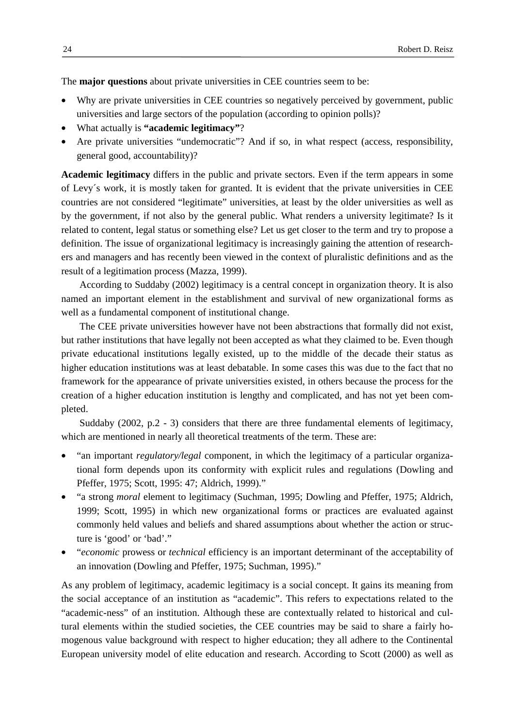The **major questions** about private universities in CEE countries seem to be:

- Why are private universities in CEE countries so negatively perceived by government, public universities and large sectors of the population (according to opinion polls)?
- What actually is **"academic legitimacy"**?
- Are private universities "undemocratic"? And if so, in what respect (access, responsibility, general good, accountability)?

**Academic legitimacy** differs in the public and private sectors. Even if the term appears in some of Levy´s work, it is mostly taken for granted. It is evident that the private universities in CEE countries are not considered "legitimate" universities, at least by the older universities as well as by the government, if not also by the general public. What renders a university legitimate? Is it related to content, legal status or something else? Let us get closer to the term and try to propose a definition. The issue of organizational legitimacy is increasingly gaining the attention of researchers and managers and has recently been viewed in the context of pluralistic definitions and as the result of a legitimation process (Mazza, 1999).

According to Suddaby (2002) legitimacy is a central concept in organization theory. It is also named an important element in the establishment and survival of new organizational forms as well as a fundamental component of institutional change.

The CEE private universities however have not been abstractions that formally did not exist, but rather institutions that have legally not been accepted as what they claimed to be. Even though private educational institutions legally existed, up to the middle of the decade their status as higher education institutions was at least debatable. In some cases this was due to the fact that no framework for the appearance of private universities existed, in others because the process for the creation of a higher education institution is lengthy and complicated, and has not yet been completed.

Suddaby (2002, p.2 - 3) considers that there are three fundamental elements of legitimacy, which are mentioned in nearly all theoretical treatments of the term. These are:

- "an important *regulatory/legal* component, in which the legitimacy of a particular organizational form depends upon its conformity with explicit rules and regulations (Dowling and Pfeffer, 1975; Scott, 1995: 47; Aldrich, 1999)."
- "a strong *moral* element to legitimacy (Suchman, 1995; Dowling and Pfeffer, 1975; Aldrich, 1999; Scott, 1995) in which new organizational forms or practices are evaluated against commonly held values and beliefs and shared assumptions about whether the action or structure is 'good' or 'bad'."
- "*economic* prowess or *technical* efficiency is an important determinant of the acceptability of an innovation (Dowling and Pfeffer, 1975; Suchman, 1995)."

As any problem of legitimacy, academic legitimacy is a social concept. It gains its meaning from the social acceptance of an institution as "academic". This refers to expectations related to the "academic-ness" of an institution. Although these are contextually related to historical and cultural elements within the studied societies, the CEE countries may be said to share a fairly homogenous value background with respect to higher education; they all adhere to the Continental European university model of elite education and research. According to Scott (2000) as well as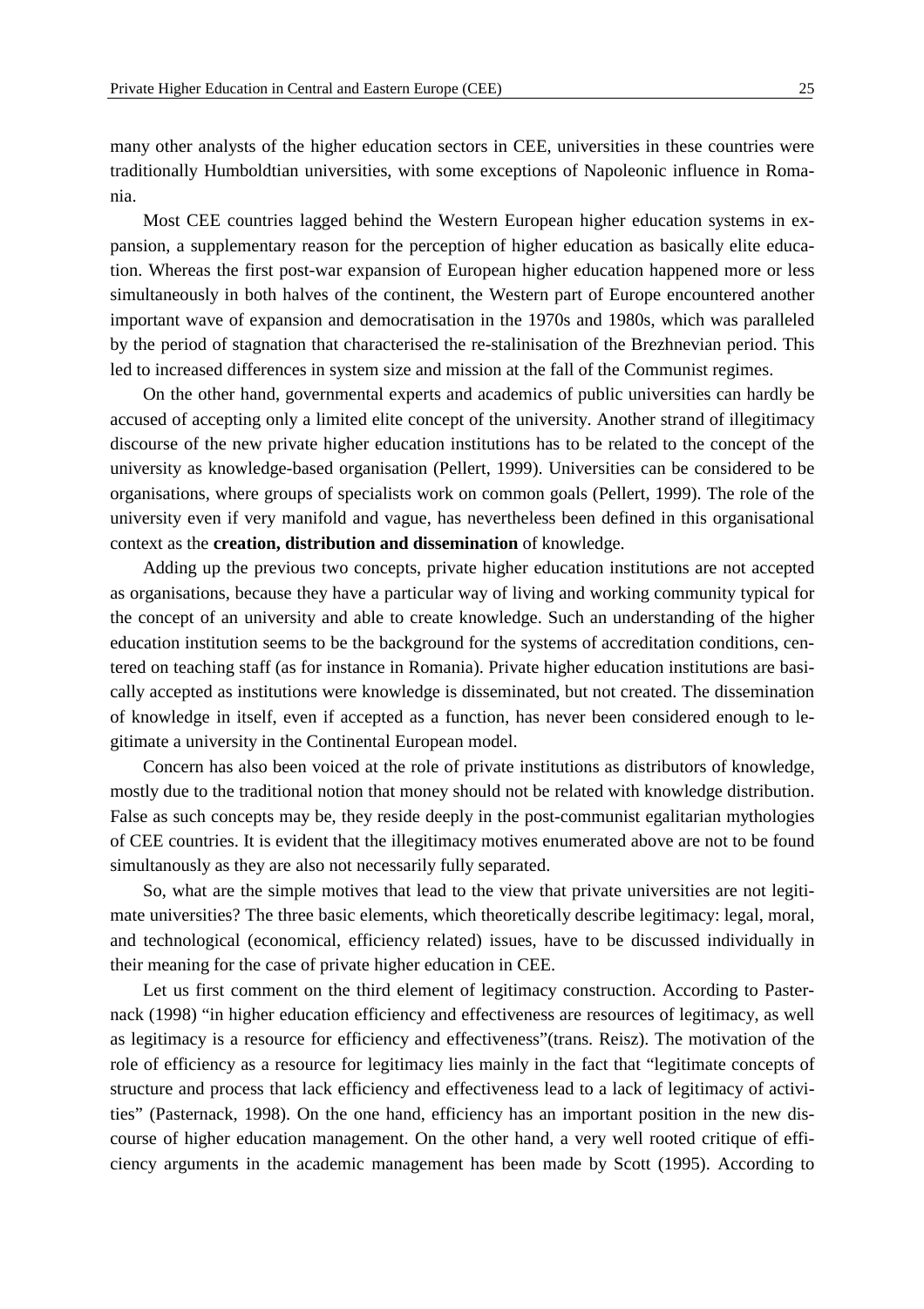many other analysts of the higher education sectors in CEE, universities in these countries were traditionally Humboldtian universities, with some exceptions of Napoleonic influence in Romania.

Most CEE countries lagged behind the Western European higher education systems in expansion, a supplementary reason for the perception of higher education as basically elite education. Whereas the first post-war expansion of European higher education happened more or less simultaneously in both halves of the continent, the Western part of Europe encountered another important wave of expansion and democratisation in the 1970s and 1980s, which was paralleled by the period of stagnation that characterised the re-stalinisation of the Brezhnevian period. This led to increased differences in system size and mission at the fall of the Communist regimes.

On the other hand, governmental experts and academics of public universities can hardly be accused of accepting only a limited elite concept of the university. Another strand of illegitimacy discourse of the new private higher education institutions has to be related to the concept of the university as knowledge-based organisation (Pellert, 1999). Universities can be considered to be organisations, where groups of specialists work on common goals (Pellert, 1999). The role of the university even if very manifold and vague, has nevertheless been defined in this organisational context as the **creation, distribution and dissemination** of knowledge.

Adding up the previous two concepts, private higher education institutions are not accepted as organisations, because they have a particular way of living and working community typical for the concept of an university and able to create knowledge. Such an understanding of the higher education institution seems to be the background for the systems of accreditation conditions, centered on teaching staff (as for instance in Romania). Private higher education institutions are basically accepted as institutions were knowledge is disseminated, but not created. The dissemination of knowledge in itself, even if accepted as a function, has never been considered enough to legitimate a university in the Continental European model.

Concern has also been voiced at the role of private institutions as distributors of knowledge, mostly due to the traditional notion that money should not be related with knowledge distribution. False as such concepts may be, they reside deeply in the post-communist egalitarian mythologies of CEE countries. It is evident that the illegitimacy motives enumerated above are not to be found simultanously as they are also not necessarily fully separated.

So, what are the simple motives that lead to the view that private universities are not legitimate universities? The three basic elements, which theoretically describe legitimacy: legal, moral, and technological (economical, efficiency related) issues, have to be discussed individually in their meaning for the case of private higher education in CEE.

Let us first comment on the third element of legitimacy construction. According to Pasternack (1998) "in higher education efficiency and effectiveness are resources of legitimacy, as well as legitimacy is a resource for efficiency and effectiveness"(trans. Reisz). The motivation of the role of efficiency as a resource for legitimacy lies mainly in the fact that "legitimate concepts of structure and process that lack efficiency and effectiveness lead to a lack of legitimacy of activities" (Pasternack, 1998). On the one hand, efficiency has an important position in the new discourse of higher education management. On the other hand, a very well rooted critique of efficiency arguments in the academic management has been made by Scott (1995). According to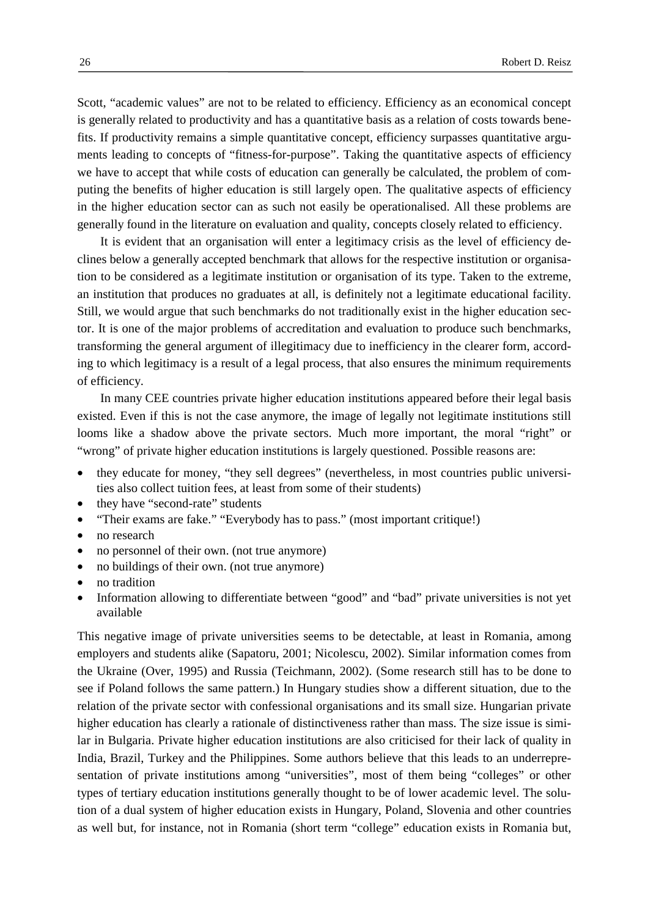Scott, "academic values" are not to be related to efficiency. Efficiency as an economical concept is generally related to productivity and has a quantitative basis as a relation of costs towards benefits. If productivity remains a simple quantitative concept, efficiency surpasses quantitative arguments leading to concepts of "fitness-for-purpose". Taking the quantitative aspects of efficiency we have to accept that while costs of education can generally be calculated, the problem of computing the benefits of higher education is still largely open. The qualitative aspects of efficiency in the higher education sector can as such not easily be operationalised. All these problems are generally found in the literature on evaluation and quality, concepts closely related to efficiency.

It is evident that an organisation will enter a legitimacy crisis as the level of efficiency declines below a generally accepted benchmark that allows for the respective institution or organisation to be considered as a legitimate institution or organisation of its type. Taken to the extreme, an institution that produces no graduates at all, is definitely not a legitimate educational facility. Still, we would argue that such benchmarks do not traditionally exist in the higher education sector. It is one of the major problems of accreditation and evaluation to produce such benchmarks, transforming the general argument of illegitimacy due to inefficiency in the clearer form, according to which legitimacy is a result of a legal process, that also ensures the minimum requirements of efficiency.

In many CEE countries private higher education institutions appeared before their legal basis existed. Even if this is not the case anymore, the image of legally not legitimate institutions still looms like a shadow above the private sectors. Much more important, the moral "right" or "wrong" of private higher education institutions is largely questioned. Possible reasons are:

- they educate for money, "they sell degrees" (nevertheless, in most countries public universities also collect tuition fees, at least from some of their students)
- they have "second-rate" students
- "Their exams are fake." "Everybody has to pass." (most important critique!)
- no research
- no personnel of their own. (not true anymore)
- no buildings of their own. (not true anymore)
- no tradition
- Information allowing to differentiate between "good" and "bad" private universities is not yet available

This negative image of private universities seems to be detectable, at least in Romania, among employers and students alike (Sapatoru, 2001; Nicolescu, 2002). Similar information comes from the Ukraine (Over, 1995) and Russia (Teichmann, 2002). (Some research still has to be done to see if Poland follows the same pattern.) In Hungary studies show a different situation, due to the relation of the private sector with confessional organisations and its small size. Hungarian private higher education has clearly a rationale of distinctiveness rather than mass. The size issue is similar in Bulgaria. Private higher education institutions are also criticised for their lack of quality in India, Brazil, Turkey and the Philippines. Some authors believe that this leads to an underrepresentation of private institutions among "universities", most of them being "colleges" or other types of tertiary education institutions generally thought to be of lower academic level. The solution of a dual system of higher education exists in Hungary, Poland, Slovenia and other countries as well but, for instance, not in Romania (short term "college" education exists in Romania but,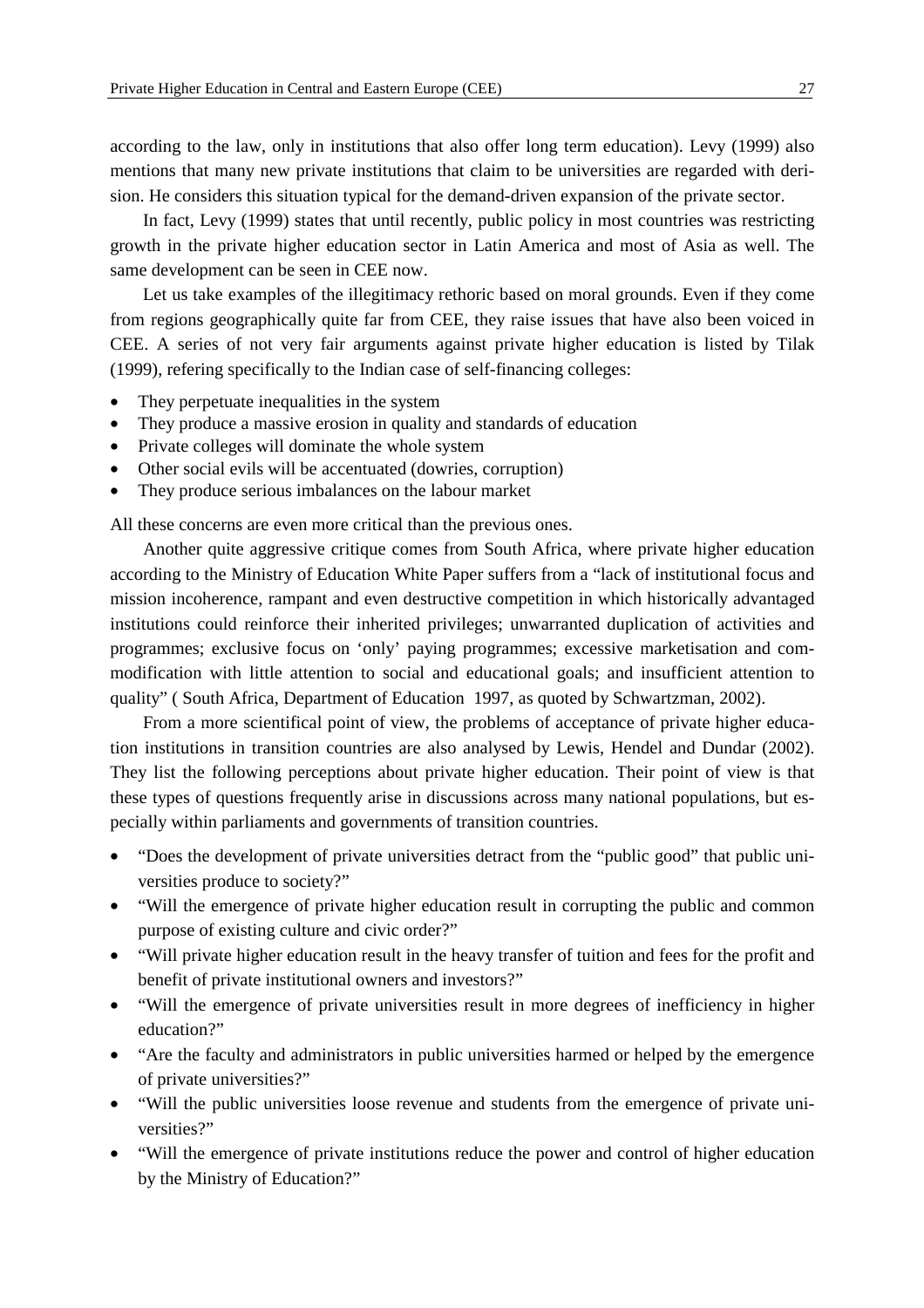according to the law, only in institutions that also offer long term education). Levy (1999) also mentions that many new private institutions that claim to be universities are regarded with derision. He considers this situation typical for the demand-driven expansion of the private sector.

In fact, Levy (1999) states that until recently, public policy in most countries was restricting growth in the private higher education sector in Latin America and most of Asia as well. The same development can be seen in CEE now.

Let us take examples of the illegitimacy rethoric based on moral grounds. Even if they come from regions geographically quite far from CEE, they raise issues that have also been voiced in CEE. A series of not very fair arguments against private higher education is listed by Tilak (1999), refering specifically to the Indian case of self-financing colleges:

- They perpetuate inequalities in the system
- They produce a massive erosion in quality and standards of education
- Private colleges will dominate the whole system
- Other social evils will be accentuated (dowries, corruption)
- They produce serious imbalances on the labour market

All these concerns are even more critical than the previous ones.

Another quite aggressive critique comes from South Africa, where private higher education according to the Ministry of Education White Paper suffers from a "lack of institutional focus and mission incoherence, rampant and even destructive competition in which historically advantaged institutions could reinforce their inherited privileges; unwarranted duplication of activities and programmes; exclusive focus on 'only' paying programmes; excessive marketisation and commodification with little attention to social and educational goals; and insufficient attention to quality" ( South Africa, Department of Education 1997, as quoted by Schwartzman, 2002).

From a more scientifical point of view, the problems of acceptance of private higher education institutions in transition countries are also analysed by Lewis, Hendel and Dundar (2002). They list the following perceptions about private higher education. Their point of view is that these types of questions frequently arise in discussions across many national populations, but especially within parliaments and governments of transition countries.

- "Does the development of private universities detract from the "public good" that public universities produce to society?"
- "Will the emergence of private higher education result in corrupting the public and common purpose of existing culture and civic order?"
- "Will private higher education result in the heavy transfer of tuition and fees for the profit and benefit of private institutional owners and investors?"
- "Will the emergence of private universities result in more degrees of inefficiency in higher education?"
- "Are the faculty and administrators in public universities harmed or helped by the emergence of private universities?"
- "Will the public universities loose revenue and students from the emergence of private universities?"
- "Will the emergence of private institutions reduce the power and control of higher education by the Ministry of Education?"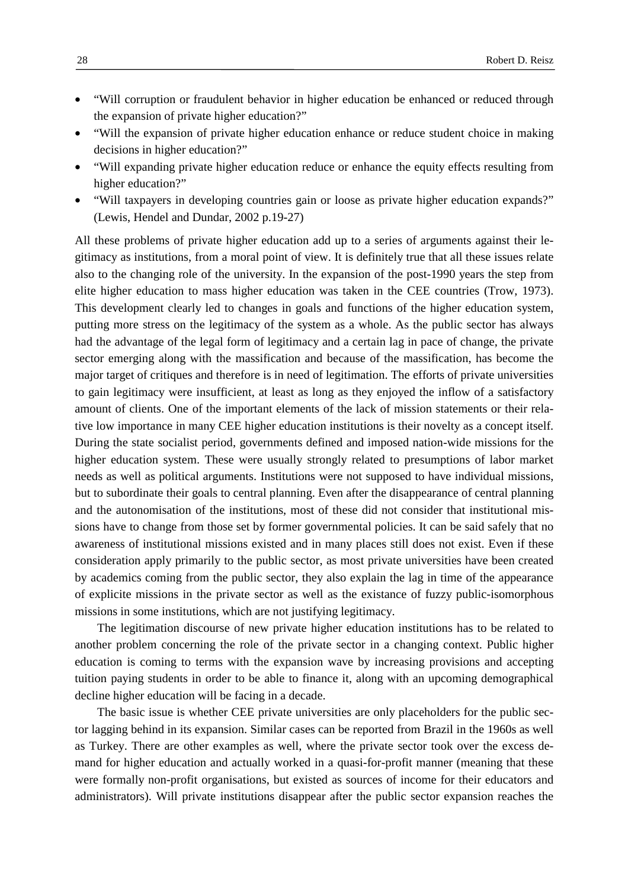- "Will corruption or fraudulent behavior in higher education be enhanced or reduced through the expansion of private higher education?"
- "Will the expansion of private higher education enhance or reduce student choice in making decisions in higher education?"
- "Will expanding private higher education reduce or enhance the equity effects resulting from higher education?"
- "Will taxpayers in developing countries gain or loose as private higher education expands?" (Lewis, Hendel and Dundar, 2002 p.19-27)

All these problems of private higher education add up to a series of arguments against their legitimacy as institutions, from a moral point of view. It is definitely true that all these issues relate also to the changing role of the university. In the expansion of the post-1990 years the step from elite higher education to mass higher education was taken in the CEE countries (Trow, 1973). This development clearly led to changes in goals and functions of the higher education system, putting more stress on the legitimacy of the system as a whole. As the public sector has always had the advantage of the legal form of legitimacy and a certain lag in pace of change, the private sector emerging along with the massification and because of the massification, has become the major target of critiques and therefore is in need of legitimation. The efforts of private universities to gain legitimacy were insufficient, at least as long as they enjoyed the inflow of a satisfactory amount of clients. One of the important elements of the lack of mission statements or their relative low importance in many CEE higher education institutions is their novelty as a concept itself. During the state socialist period, governments defined and imposed nation-wide missions for the higher education system. These were usually strongly related to presumptions of labor market needs as well as political arguments. Institutions were not supposed to have individual missions, but to subordinate their goals to central planning. Even after the disappearance of central planning and the autonomisation of the institutions, most of these did not consider that institutional missions have to change from those set by former governmental policies. It can be said safely that no awareness of institutional missions existed and in many places still does not exist. Even if these consideration apply primarily to the public sector, as most private universities have been created by academics coming from the public sector, they also explain the lag in time of the appearance of explicite missions in the private sector as well as the existance of fuzzy public-isomorphous missions in some institutions, which are not justifying legitimacy.

The legitimation discourse of new private higher education institutions has to be related to another problem concerning the role of the private sector in a changing context. Public higher education is coming to terms with the expansion wave by increasing provisions and accepting tuition paying students in order to be able to finance it, along with an upcoming demographical decline higher education will be facing in a decade.

The basic issue is whether CEE private universities are only placeholders for the public sector lagging behind in its expansion. Similar cases can be reported from Brazil in the 1960s as well as Turkey. There are other examples as well, where the private sector took over the excess demand for higher education and actually worked in a quasi-for-profit manner (meaning that these were formally non-profit organisations, but existed as sources of income for their educators and administrators). Will private institutions disappear after the public sector expansion reaches the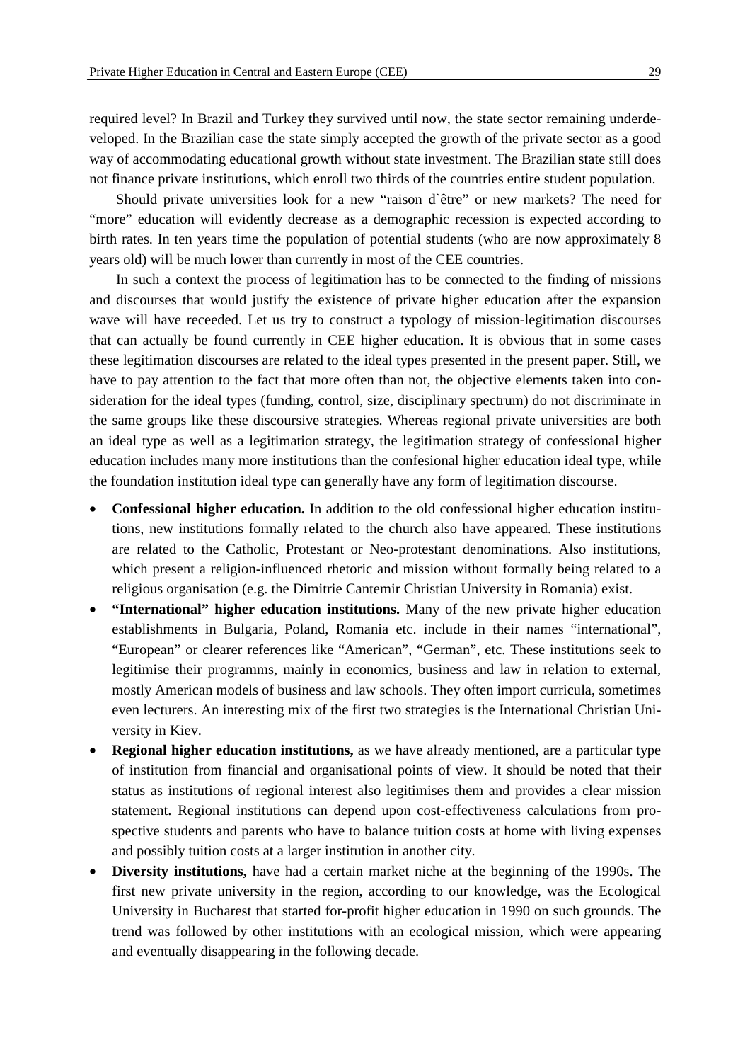required level? In Brazil and Turkey they survived until now, the state sector remaining underdeveloped. In the Brazilian case the state simply accepted the growth of the private sector as a good way of accommodating educational growth without state investment. The Brazilian state still does not finance private institutions, which enroll two thirds of the countries entire student population.

Should private universities look for a new "raison d`être" or new markets? The need for "more" education will evidently decrease as a demographic recession is expected according to birth rates. In ten years time the population of potential students (who are now approximately 8 years old) will be much lower than currently in most of the CEE countries.

In such a context the process of legitimation has to be connected to the finding of missions and discourses that would justify the existence of private higher education after the expansion wave will have receeded. Let us try to construct a typology of mission-legitimation discourses that can actually be found currently in CEE higher education. It is obvious that in some cases these legitimation discourses are related to the ideal types presented in the present paper. Still, we have to pay attention to the fact that more often than not, the objective elements taken into consideration for the ideal types (funding, control, size, disciplinary spectrum) do not discriminate in the same groups like these discoursive strategies. Whereas regional private universities are both an ideal type as well as a legitimation strategy, the legitimation strategy of confessional higher education includes many more institutions than the confesional higher education ideal type, while the foundation institution ideal type can generally have any form of legitimation discourse.

- **Confessional higher education.** In addition to the old confessional higher education institutions, new institutions formally related to the church also have appeared. These institutions are related to the Catholic, Protestant or Neo-protestant denominations. Also institutions, which present a religion-influenced rhetoric and mission without formally being related to a religious organisation (e.g. the Dimitrie Cantemir Christian University in Romania) exist.
- **"International" higher education institutions.** Many of the new private higher education establishments in Bulgaria, Poland, Romania etc. include in their names "international", "European" or clearer references like "American", "German", etc. These institutions seek to legitimise their programms, mainly in economics, business and law in relation to external, mostly American models of business and law schools. They often import curricula, sometimes even lecturers. An interesting mix of the first two strategies is the International Christian University in Kiev.
- **Regional higher education institutions,** as we have already mentioned, are a particular type of institution from financial and organisational points of view. It should be noted that their status as institutions of regional interest also legitimises them and provides a clear mission statement. Regional institutions can depend upon cost-effectiveness calculations from prospective students and parents who have to balance tuition costs at home with living expenses and possibly tuition costs at a larger institution in another city.
- **Diversity institutions,** have had a certain market niche at the beginning of the 1990s. The first new private university in the region, according to our knowledge, was the Ecological University in Bucharest that started for-profit higher education in 1990 on such grounds. The trend was followed by other institutions with an ecological mission, which were appearing and eventually disappearing in the following decade.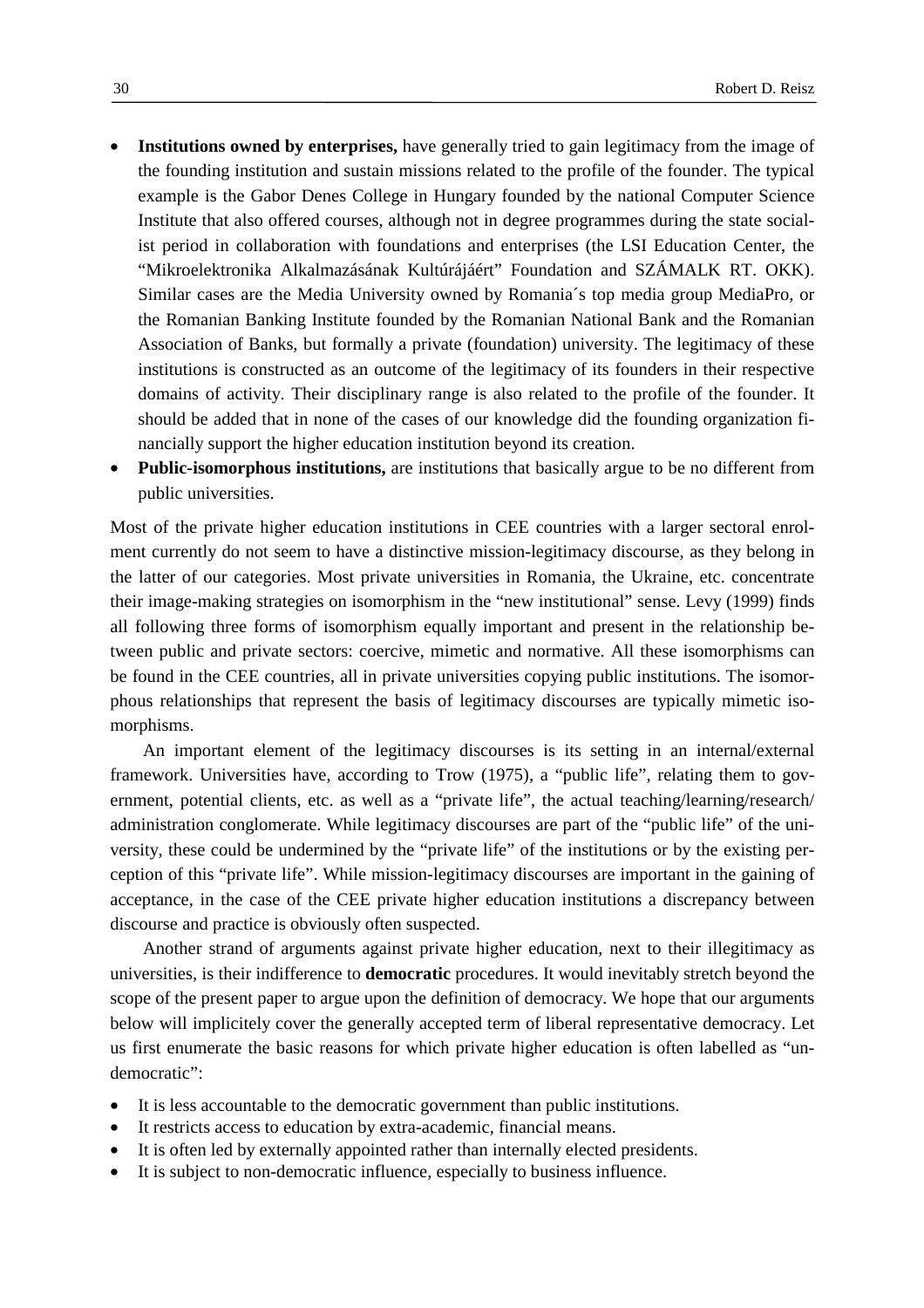- **Institutions owned by enterprises,** have generally tried to gain legitimacy from the image of the founding institution and sustain missions related to the profile of the founder. The typical example is the Gabor Denes College in Hungary founded by the national Computer Science Institute that also offered courses, although not in degree programmes during the state socialist period in collaboration with foundations and enterprises (the LSI Education Center, the "Mikroelektronika Alkalmazásának Kultúrájáért" Foundation and SZÁMALK RT. OKK). Similar cases are the Media University owned by Romania´s top media group MediaPro, or the Romanian Banking Institute founded by the Romanian National Bank and the Romanian Association of Banks, but formally a private (foundation) university. The legitimacy of these institutions is constructed as an outcome of the legitimacy of its founders in their respective domains of activity. Their disciplinary range is also related to the profile of the founder. It should be added that in none of the cases of our knowledge did the founding organization financially support the higher education institution beyond its creation.
- **Public-isomorphous institutions,** are institutions that basically argue to be no different from public universities.

Most of the private higher education institutions in CEE countries with a larger sectoral enrolment currently do not seem to have a distinctive mission-legitimacy discourse, as they belong in the latter of our categories. Most private universities in Romania, the Ukraine, etc. concentrate their image-making strategies on isomorphism in the "new institutional" sense. Levy (1999) finds all following three forms of isomorphism equally important and present in the relationship between public and private sectors: coercive, mimetic and normative. All these isomorphisms can be found in the CEE countries, all in private universities copying public institutions. The isomorphous relationships that represent the basis of legitimacy discourses are typically mimetic isomorphisms.

An important element of the legitimacy discourses is its setting in an internal/external framework. Universities have, according to Trow (1975), a "public life", relating them to government, potential clients, etc. as well as a "private life", the actual teaching/learning/research/administration conglomerate. While legitimacy discourses are part of the "public life" of the university, these could be undermined by the "private life" of the institutions or by the existing perception of this "private life". While mission-legitimacy discourses are important in the gaining of acceptance, in the case of the CEE private higher education institutions a discrepancy between discourse and practice is obviously often suspected.

Another strand of arguments against private higher education, next to their illegitimacy as universities, is their indifference to **democratic** procedures. It would inevitably stretch beyond the scope of the present paper to argue upon the definition of democracy. We hope that our arguments below will implicitely cover the generally accepted term of liberal representative democracy. Let us first enumerate the basic reasons for which private higher education is often labelled as "undemocratic":

- It is less accountable to the democratic government than public institutions.
- It restricts access to education by extra-academic, financial means.
- It is often led by externally appointed rather than internally elected presidents.
- It is subject to non-democratic influence, especially to business influence.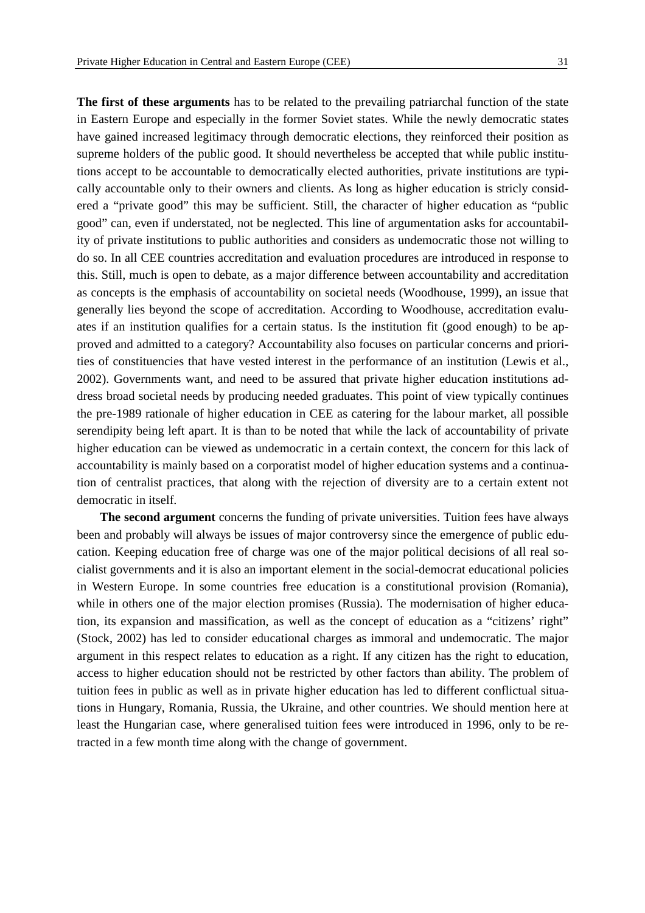**The first of these arguments** has to be related to the prevailing patriarchal function of the state in Eastern Europe and especially in the former Soviet states. While the newly democratic states have gained increased legitimacy through democratic elections, they reinforced their position as supreme holders of the public good. It should nevertheless be accepted that while public institutions accept to be accountable to democratically elected authorities, private institutions are typically accountable only to their owners and clients. As long as higher education is stricly considered a "private good" this may be sufficient. Still, the character of higher education as "public good" can, even if understated, not be neglected. This line of argumentation asks for accountability of private institutions to public authorities and considers as undemocratic those not willing to do so. In all CEE countries accreditation and evaluation procedures are introduced in response to this. Still, much is open to debate, as a major difference between accountability and accreditation as concepts is the emphasis of accountability on societal needs (Woodhouse, 1999), an issue that generally lies beyond the scope of accreditation. According to Woodhouse, accreditation evaluates if an institution qualifies for a certain status. Is the institution fit (good enough) to be approved and admitted to a category? Accountability also focuses on particular concerns and priorities of constituencies that have vested interest in the performance of an institution (Lewis et al., 2002). Governments want, and need to be assured that private higher education institutions address broad societal needs by producing needed graduates. This point of view typically continues the pre-1989 rationale of higher education in CEE as catering for the labour market, all possible serendipity being left apart. It is than to be noted that while the lack of accountability of private higher education can be viewed as undemocratic in a certain context, the concern for this lack of accountability is mainly based on a corporatist model of higher education systems and a continuation of centralist practices, that along with the rejection of diversity are to a certain extent not democratic in itself.

**The second argument** concerns the funding of private universities. Tuition fees have always been and probably will always be issues of major controversy since the emergence of public education. Keeping education free of charge was one of the major political decisions of all real socialist governments and it is also an important element in the social-democrat educational policies in Western Europe. In some countries free education is a constitutional provision (Romania), while in others one of the major election promises (Russia). The modernisation of higher education, its expansion and massification, as well as the concept of education as a "citizens' right" (Stock, 2002) has led to consider educational charges as immoral and undemocratic. The major argument in this respect relates to education as a right. If any citizen has the right to education, access to higher education should not be restricted by other factors than ability. The problem of tuition fees in public as well as in private higher education has led to different conflictual situations in Hungary, Romania, Russia, the Ukraine, and other countries. We should mention here at least the Hungarian case, where generalised tuition fees were introduced in 1996, only to be retracted in a few month time along with the change of government.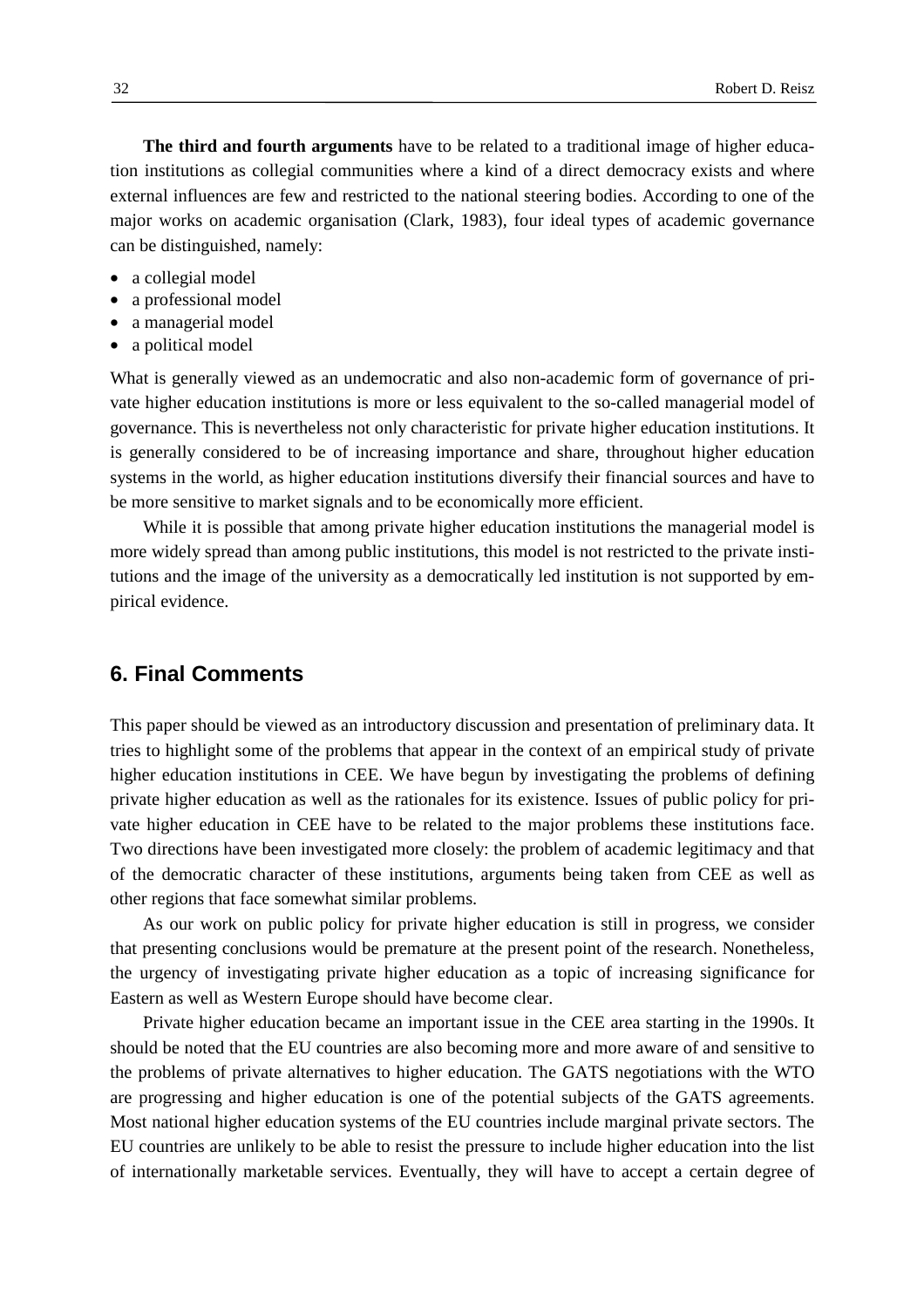**The third and fourth arguments** have to be related to a traditional image of higher education institutions as collegial communities where a kind of a direct democracy exists and where external influences are few and restricted to the national steering bodies. According to one of the major works on academic organisation (Clark, 1983), four ideal types of academic governance can be distinguished, namely:

- a collegial model
- a professional model
- a managerial model
- a political model

What is generally viewed as an undemocratic and also non-academic form of governance of private higher education institutions is more or less equivalent to the so-called managerial model of governance. This is nevertheless not only characteristic for private higher education institutions. It is generally considered to be of increasing importance and share, throughout higher education systems in the world, as higher education institutions diversify their financial sources and have to be more sensitive to market signals and to be economically more efficient.

While it is possible that among private higher education institutions the managerial model is more widely spread than among public institutions, this model is not restricted to the private institutions and the image of the university as a democratically led institution is not supported by empirical evidence.

## 6. Final Comments

This paper should be viewed as an introductory discussion and presentation of preliminary data. It tries to highlight some of the problems that appear in the context of an empirical study of private higher education institutions in CEE. We have begun by investigating the problems of defining private higher education as well as the rationales for its existence. Issues of public policy for private higher education in CEE have to be related to the major problems these institutions face. Two directions have been investigated more closely: the problem of academic legitimacy and that of the democratic character of these institutions, arguments being taken from CEE as well as other regions that face somewhat similar problems.

As our work on public policy for private higher education is still in progress, we consider that presenting conclusions would be premature at the present point of the research. Nonetheless, the urgency of investigating private higher education as a topic of increasing significance for Eastern as well as Western Europe should have become clear.

Private higher education became an important issue in the CEE area starting in the 1990s. It should be noted that the EU countries are also becoming more and more aware of and sensitive to the problems of private alternatives to higher education. The GATS negotiations with the WTO are progressing and higher education is one of the potential subjects of the GATS agreements. Most national higher education systems of the EU countries include marginal private sectors. The EU countries are unlikely to be able to resist the pressure to include higher education into the list of internationally marketable services. Eventually, they will have to accept a certain degree of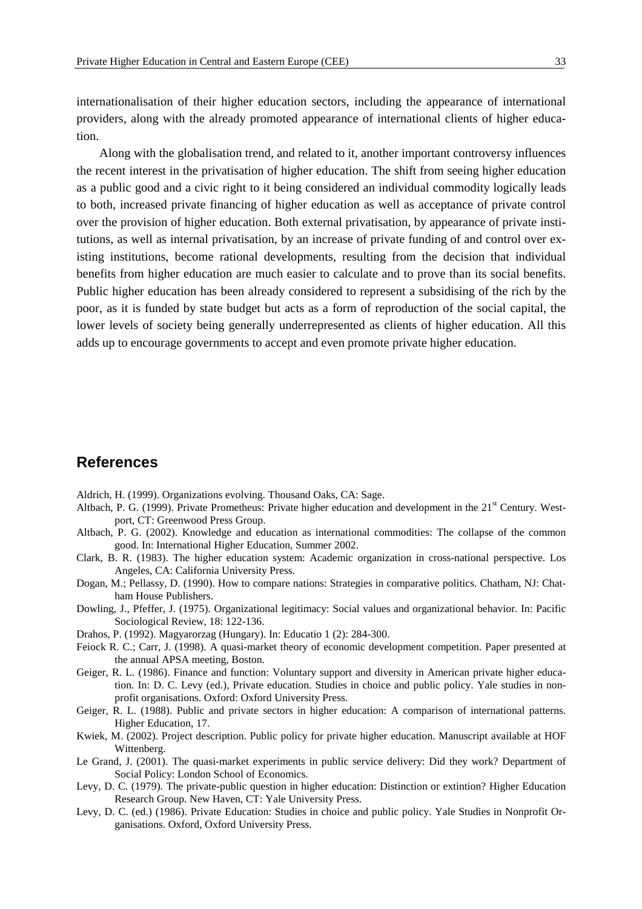internationalisation of their higher education sectors, including the appearance of international providers, along with the already promoted appearance of international clients of higher education.

Along with the globalisation trend, and related to it, another important controversy influences the recent interest in the privatisation of higher education. The shift from seeing higher education as a public good and a civic right to it being considered an individual commodity logically leads to both, increased private financing of higher education as well as acceptance of private control over the provision of higher education. Both external privatisation, by appearance of private institutions, as well as internal privatisation, by an increase of private funding of and control over existing institutions, become rational developments, resulting from the decision that individual benefits from higher education are much easier to calculate and to prove than its social benefits. Public higher education has been already considered to represent a subsidising of the rich by the poor, as it is funded by state budget but acts as a form of reproduction of the social capital, the lower levels of society being generally underrepresented as clients of higher education. All this adds up to encourage governments to accept and even promote private higher education.

## References

Aldrich, H. (1999). Organizations evolving. Thousand Oaks, CA: Sage.

Altbach, P. G. (1999). Private Prometheus: Private higher education and development in the 21st Century. Westport, CT: Greenwood Press Group.

Altbach, P. G. (2002). Knowledge and education as international commodities: The collapse of the common good. In: International Higher Education, Summer 2002.

Clark, B. R. (1983). The higher education system: Academic organization in cross-national perspective. Los Angeles, CA: California University Press.

Dogan, M.; Pellassy, D. (1990). How to compare nations: Strategies in comparative politics. Chatham, NJ: Chatham House Publishers.

Dowling, J., Pfeffer, J. (1975). Organizational legitimacy: Social values and organizational behavior. In: Pacific Sociological Review, 18: 122-136.

Drahos, P. (1992). Magyarorzag (Hungary). In: Educatio 1 (2): 284-300.

Feiock R. C.; Carr, J. (1998). A quasi-market theory of economic development competition. Paper presented at the annual APSA meeting, Boston.

Geiger, R. L. (1986). Finance and function: Voluntary support and diversity in American private higher education. In: D. C. Levy (ed.), Private education. Studies in choice and public policy. Yale studies in nonprofit organisations. Oxford: Oxford University Press.

Geiger, R. L. (1988). Public and private sectors in higher education: A comparison of international patterns. Higher Education, 17.

Kwiek, M. (2002). Project description. Public policy for private higher education. Manuscript available at HOF Wittenberg.

Le Grand, J. (2001). The quasi-market experiments in public service delivery: Did they work? Department of Social Policy: London School of Economics.

Levy, D. C. (1979). The private-public question in higher education: Distinction or extintion? Higher Education Research Group. New Haven, CT: Yale University Press.

Levy, D. C. (ed.) (1986). Private Education: Studies in choice and public policy. Yale Studies in Nonprofit Organisations. Oxford, Oxford University Press.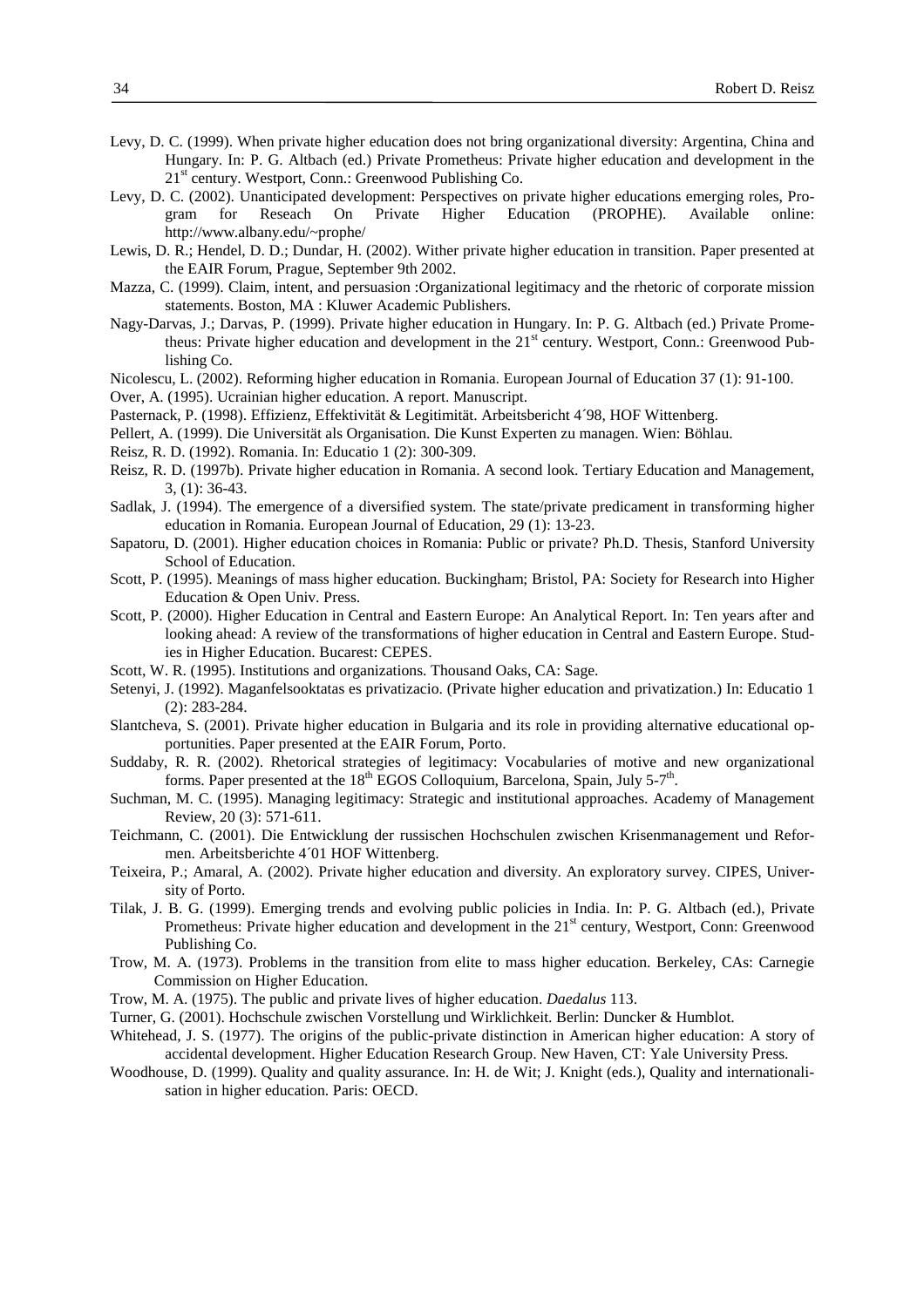Levy, D. C. (1999). When private higher education does not bring organizational diversity: Argentina, China and Hungary. In: P. G. Altbach (ed.) Private Prometheus: Private higher education and development in the 21st century. Westport, Conn.: Greenwood Publishing Co.

Levy, D. C. (2002). Unanticipated development: Perspectives on private higher educations emerging roles, Program for Reseach On Private Higher Education (PROPHE). Available online: http://www.albany.edu/~prophe/

Lewis, D. R.; Hendel, D. D.; Dundar, H. (2002). Wither private higher education in transition. Paper presented at the EAIR Forum, Prague, September 9th 2002.

Mazza, C. (1999). Claim, intent, and persuasion :Organizational legitimacy and the rhetoric of corporate mission statements. Boston, MA : Kluwer Academic Publishers.

Nagy-Darvas, J.; Darvas, P. (1999). Private higher education in Hungary. In: P. G. Altbach (ed.) Private Prometheus: Private higher education and development in the 21st century. Westport, Conn.: Greenwood Publishing Co.

Nicolescu, L. (2002). Reforming higher education in Romania. European Journal of Education 37 (1): 91-100.

Over, A. (1995). Ucrainian higher education. A report. Manuscript.

Pasternack, P. (1998). Effizienz, Effektivität & Legitimität. Arbeitsbericht 4´98, HOF Wittenberg.

Pellert, A. (1999). Die Universität als Organisation. Die Kunst Experten zu managen. Wien: Böhlau.

Reisz, R. D. (1992). Romania. In: Educatio 1 (2): 300-309.

Reisz, R. D. (1997b). Private higher education in Romania. A second look. Tertiary Education and Management, 3, (1): 36-43.

Sadlak, J. (1994). The emergence of a diversified system. The state/private predicament in transforming higher education in Romania. European Journal of Education, 29 (1): 13-23.

Sapatoru, D. (2001). Higher education choices in Romania: Public or private? Ph.D. Thesis, Stanford University School of Education.

Scott, P. (1995). Meanings of mass higher education. Buckingham; Bristol, PA: Society for Research into Higher Education & Open Univ. Press.

Scott, P. (2000). Higher Education in Central and Eastern Europe: An Analytical Report. In: Ten years after and looking ahead: A review of the transformations of higher education in Central and Eastern Europe. Studies in Higher Education. Bucarest: CEPES.

Scott, W. R. (1995). Institutions and organizations. Thousand Oaks, CA: Sage.

Setenyi, J. (1992). Maganfelsooktatas es privatizacio. (Private higher education and privatization.) In: Educatio 1 (2): 283-284.

Slantcheva, S. (2001). Private higher education in Bulgaria and its role in providing alternative educational opportunities. Paper presented at the EAIR Forum, Porto.

Suddaby, R. R. (2002). Rhetorical strategies of legitimacy: Vocabularies of motive and new organizational forms. Paper presented at the 18th EGOS Colloquium, Barcelona, Spain, July 5-7th.

Suchman, M. C. (1995). Managing legitimacy: Strategic and institutional approaches. Academy of Management Review, 20 (3): 571-611.

Teichmann, C. (2001). Die Entwicklung der russischen Hochschulen zwischen Krisenmanagement und Reformen. Arbeitsberichte 4´01 HOF Wittenberg.

Teixeira, P.; Amaral, A. (2002). Private higher education and diversity. An exploratory survey. CIPES, University of Porto.

Tilak, J. B. G. (1999). Emerging trends and evolving public policies in India. In: P. G. Altbach (ed.), Private Prometheus: Private higher education and development in the 21st century, Westport, Conn: Greenwood Publishing Co.

Trow, M. A. (1973). Problems in the transition from elite to mass higher education. Berkeley, CAs: Carnegie Commission on Higher Education.

Trow, M. A. (1975). The public and private lives of higher education. *Daedalus* 113.

Turner, G. (2001). Hochschule zwischen Vorstellung und Wirklichkeit. Berlin: Duncker & Humblot.

Whitehead, J. S. (1977). The origins of the public-private distinction in American higher education: A story of accidental development. Higher Education Research Group. New Haven, CT: Yale University Press.

Woodhouse, D. (1999). Quality and quality assurance. In: H. de Wit; J. Knight (eds.), Quality and internationalisation in higher education. Paris: OECD.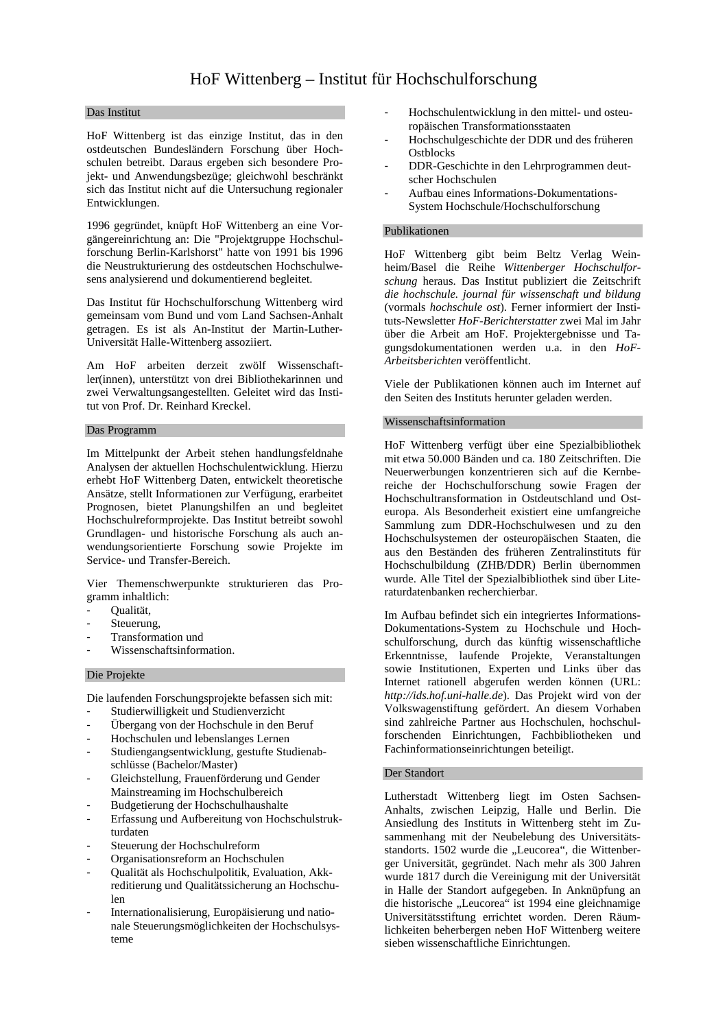# HoF Wittenberg – Institut für Hochschulforschung

## Das Institut

HoF Wittenberg ist das einzige Institut, das in den ostdeutschen Bundesländern Forschung über Hochschulen betreibt. Daraus ergeben sich besondere Projekt- und Anwendungsbezüge; gleichwohl beschränkt sich das Institut nicht auf die Untersuchung regionaler Entwicklungen.

1996 gegründet, knüpft HoF Wittenberg an eine Vorgängereinrichtung an: Die "Projektgruppe Hochschulforschung Berlin-Karlshorst" hatte von 1991 bis 1996 die Neustrukturierung des ostdeutschen Hochschulwesens analysierend und dokumentierend begleitet.

Das Institut für Hochschulforschung Wittenberg wird gemeinsam vom Bund und vom Land Sachsen-Anhalt getragen. Es ist als An-Institut der Martin-Luther-Universität Halle-Wittenberg assoziiert.

Am HoF arbeiten derzeit zwölf Wissenschaftler(innen), unterstützt von drei Bibliothekarinnen und zwei Verwaltungsangestellten. Geleitet wird das Institut von Prof. Dr. Reinhard Kreckel.

## Das Programm

Im Mittelpunkt der Arbeit stehen handlungsfeldnahe Analysen der aktuellen Hochschulentwicklung. Hierzu erhebt HoF Wittenberg Daten, entwickelt theoretische Ansätze, stellt Informationen zur Verfügung, erarbeitet Prognosen, bietet Planungshilfen an und begleitet Hochschulreformprojekte. Das Institut betreibt sowohl Grundlagen- und historische Forschung als auch anwendungsorientierte Forschung sowie Projekte im Service- und Transfer-Bereich.

Vier Themenschwerpunkte strukturieren das Programm inhaltlich:

- Qualität,
- Steuerung,
- Transformation und
- Wissenschaftsinformation.

## Die Projekte

Die laufenden Forschungsprojekte befassen sich mit:

- Studierwilligkeit und Studienverzicht
- Übergang von der Hochschule in den Beruf
- Hochschulen und lebenslanges Lernen
- Studiengangsentwicklung, gestufte Studienabschlüsse (Bachelor/Master)
- Gleichstellung, Frauenförderung und Gender Mainstreaming im Hochschulbereich
- Budgetierung der Hochschulhaushalte
- Erfassung und Aufbereitung von Hochschulstrukturdaten
- Steuerung der Hochschulreform
- Organisationsreform an Hochschulen
- Qualität als Hochschulpolitik, Evaluation, Akkreditierung und Qualitätssicherung an Hochschulen
- Internationalisierung, Europäisierung und nationale Steuerungsmöglichkeiten der Hochschulsysteme
- Hochschulentwicklung in den mittel- und osteuropäischen Transformationsstaaten
- Hochschulgeschichte der DDR und des früheren Ostblocks
- DDR-Geschichte in den Lehrprogrammen deutscher Hochschulen
- Aufbau eines Informations-Dokumentations-System Hochschule/Hochschulforschung

## Publikationen

HoF Wittenberg gibt beim Beltz Verlag Weinheim/Basel die Reihe *Wittenberger Hochschulforschung* heraus. Das Institut publiziert die Zeitschrift *die hochschule. journal für wissenschaft und bildung* (vormals *hochschule ost*). Ferner informiert der Instituts-Newsletter *HoF-Berichterstatter* zwei Mal im Jahr über die Arbeit am HoF. Projektergebnisse und Tagungsdokumentationen werden u.a. in den *HoF-Arbeitsberichten* veröffentlicht.

Viele der Publikationen können auch im Internet auf den Seiten des Instituts herunter geladen werden.

## Wissenschaftsinformation

HoF Wittenberg verfügt über eine Spezialbibliothek mit etwa 50.000 Bänden und ca. 180 Zeitschriften. Die Neuerwerbungen konzentrieren sich auf die Kernbereiche der Hochschulforschung sowie Fragen der Hochschultransformation in Ostdeutschland und Osteuropa. Als Besonderheit existiert eine umfangreiche Sammlung zum DDR-Hochschulwesen und zu den Hochschulsystemen der osteuropäischen Staaten, die aus den Beständen des früheren Zentralinstituts für Hochschulbildung (ZHB/DDR) Berlin übernommen wurde. Alle Titel der Spezialbibliothek sind über Literaturdatenbanken recherchierbar.

Im Aufbau befindet sich ein integriertes Informations-Dokumentations-System zu Hochschule und Hochschulforschung, durch das künftig wissenschaftliche Erkenntnisse, laufende Projekte, Veranstaltungen sowie Institutionen, Experten und Links über das Internet rationell abgerufen werden können (URL: *http://ids.hof.uni-halle.de*). Das Projekt wird von der Volkswagenstiftung gefördert. An diesem Vorhaben sind zahlreiche Partner aus Hochschulen, hochschulforschenden Einrichtungen, Fachbibliotheken und Fachinformationseinrichtungen beteiligt.

## Der Standort

Lutherstadt Wittenberg liegt im Osten Sachsen-Anhalts, zwischen Leipzig, Halle und Berlin. Die Ansiedlung des Instituts in Wittenberg steht im Zusammenhang mit der Neubelebung des Universitätsstandorts. 1502 wurde die „Leucorea", die Wittenberger Universität, gegründet. Nach mehr als 300 Jahren wurde 1817 durch die Vereinigung mit der Universität in Halle der Standort aufgegeben. In Anknüpfung an die historische „Leucorea" ist 1994 eine gleichnamige Universitätsstiftung errichtet worden. Deren Räumlichkeiten beherbergen neben HoF Wittenberg weitere sieben wissenschaftliche Einrichtungen.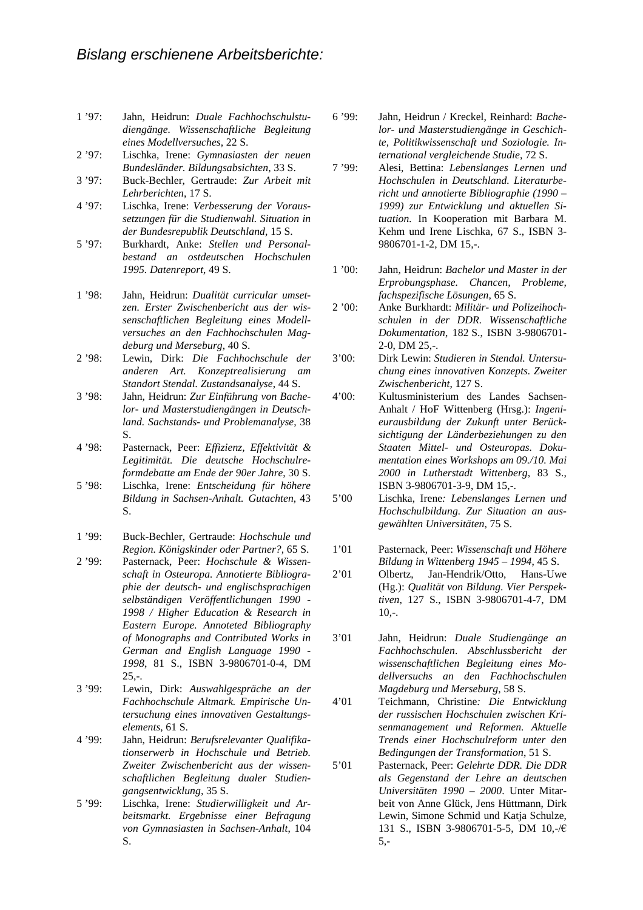*Bislang erschienene Arbeitsberichte:*

1 ’97: Jahn, Heidrun: *Duale Fachhochschulstudiengänge. Wissenschaftliche Begleitung eines Modellversuches*, 22 S.

2 ’97: Lischka, Irene: *Gymnasiasten der neuen Bundesländer. Bildungsabsichten*, 33 S.

3 ’97: Buck-Bechler, Gertraude: *Zur Arbeit mit Lehrberichten*, 17 S.

4 ’97: Lischka, Irene: *Verbesserung der Voraussetzungen für die Studienwahl. Situation in der Bundesrepublik Deutschland*, 15 S.

5 ’97: Burkhardt, Anke: *Stellen und Personalbestand an ostdeutschen Hochschulen 1995. Datenreport*, 49 S.

1 ’98: Jahn, Heidrun: *Dualität curricular umsetzen. Erster Zwischenbericht aus der wissenschaftlichen Begleitung eines Modellversuches an den Fachhochschulen Magdeburg und Merseburg*, 40 S.

2 ’98: Lewin, Dirk: *Die Fachhochschule der anderen Art. Konzeptrealisierung am Standort Stendal. Zustandsanalyse*, 44 S.

3 ’98: Jahn, Heidrun: *Zur Einführung von Bachelor- und Masterstudiengängen in Deutschland. Sachstands- und Problemanalyse*, 38 S.

4 ’98: Pasternack, Peer: *Effizienz, Effektivität & Legitimität. Die deutsche Hochschulreformdebatte am Ende der 90er Jahre*, 30 S.

5 ’98: Lischka, Irene: *Entscheidung für höhere Bildung in Sachsen-Anhalt. Gutachten*, 43 S.

1 ’99: Buck-Bechler, Gertraude: *Hochschule und Region. Königskinder oder Partner?*, 65 S.

2 ’99: Pasternack, Peer: *Hochschule & Wissenschaft in Osteuropa. Annotierte Bibliographie der deutsch- und englischsprachigen selbständigen Veröffentlichungen 1990 - 1998 / Higher Education & Research in Eastern Europe. Annoteted Bibliography of Monographs and Contributed Works in German and English Language 1990 - 1998*, 81 S., ISBN 3-9806701-0-4, DM 25,-.

3 ’99: Lewin, Dirk: *Auswahlgespräche an der Fachhochschule Altmark. Empirische Untersuchung eines innovativen Gestaltungselements*, 61 S.

4 ’99: Jahn, Heidrun: *Berufsrelevanter Qualifikationserwerb in Hochschule und Betrieb. Zweiter Zwischenbericht aus der wissenschaftlichen Begleitung dualer Studiengangsentwicklung*, 35 S.

5 ’99: Lischka, Irene: *Studierwilligkeit und Arbeitsmarkt. Ergebnisse einer Befragung von Gymnasiasten in Sachsen-Anhalt*, 104 S.

6 ’99: Jahn, Heidrun / Kreckel, Reinhard: *Bachelor- und Masterstudiengänge in Geschichte, Politikwissenschaft und Soziologie. International vergleichende Studie*, 72 S.

7 ’99: Alesi, Bettina: *Lebenslanges Lernen und Hochschulen in Deutschland. Literaturbericht und annotierte Bibliographie (1990 – 1999) zur Entwicklung und aktuellen Situation.* In Kooperation mit Barbara M. Kehm und Irene Lischka, 67 S., ISBN 3-9806701-1-2, DM 15,-.

1 ’00: Jahn, Heidrun: *Bachelor und Master in der Erprobungsphase. Chancen, Probleme, fachspezifische Lösungen*, 65 S.

2 ’00: Anke Burkhardt: *Militär- und Polizeihochschulen in der DDR. Wissenschaftliche Dokumentation*, 182 S., ISBN 3-9806701-2-0, DM 25,-.

3’00: Dirk Lewin: *Studieren in Stendal. Untersuchung eines innovativen Konzepts. Zweiter Zwischenbericht*, 127 S.

4’00: Kultusministerium des Landes Sachsen-Anhalt / HoF Wittenberg (Hrsg.): *Ingenieurausbildung der Zukunft unter Berücksichtigung der Länderbeziehungen zu den Staaten Mittel- und Osteuropas. Dokumentation eines Workshops am 09./10. Mai 2000 in Lutherstadt Wittenberg*, 83 S., ISBN 3-9806701-3-9, DM 15,-.

5’00 Lischka, Irene*: Lebenslanges Lernen und Hochschulbildung. Zur Situation an ausgewählten Universitäten*, 75 S.

1’01 Pasternack, Peer: *Wissenschaft und Höhere Bildung in Wittenberg 1945 – 1994*, 45 S.

2’01 Olbertz, Jan-Hendrik/Otto, Hans-Uwe (Hg.): *Qualität von Bildung. Vier Perspektiven*, 127 S., ISBN 3-9806701-4-7, DM 10,-.

3’01 Jahn, Heidrun: *Duale Studiengänge an Fachhochschulen*. *Abschlussbericht der wissenschaftlichen Begleitung eines Modellversuchs an den Fachhochschulen Magdeburg und Merseburg*, 58 S.

4’01 Teichmann, Christine*: Die Entwicklung der russischen Hochschulen zwischen Krisenmanagement und Reformen. Aktuelle Trends einer Hochschulreform unter den Bedingungen der Transformation*, 51 S.

5’01 Pasternack, Peer: *Gelehrte DDR. Die DDR als Gegenstand der Lehre an deutschen Universitäten 1990 – 2000*. Unter Mitarbeit von Anne Glück, Jens Hüttmann, Dirk Lewin, Simone Schmid und Katja Schulze, 131 S., ISBN 3-9806701-5-5, DM 10,-/€ 5,-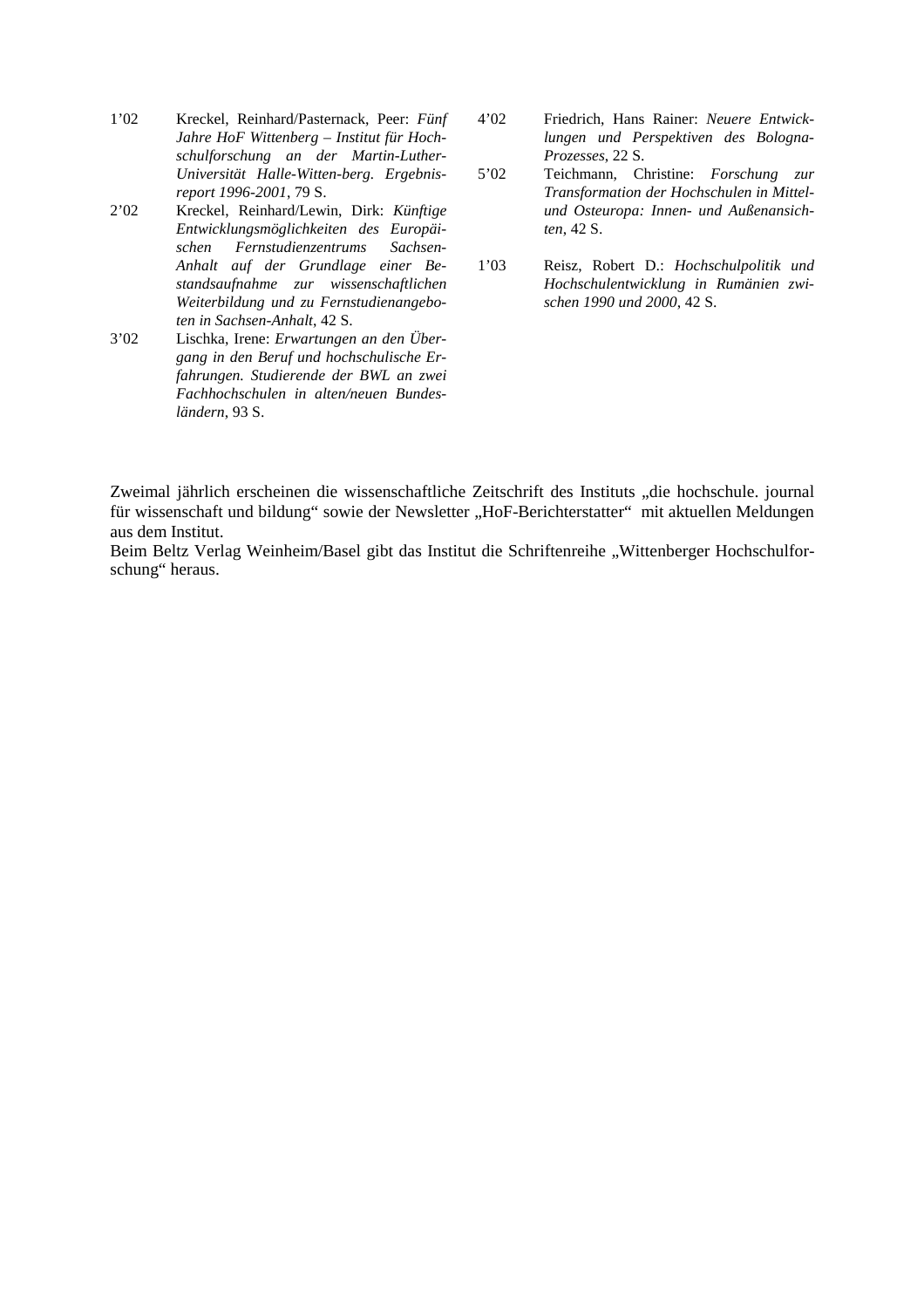1'02 Kreckel, Reinhard/Pasternack, Peer: *Fünf Jahre HoF Wittenberg – Institut für Hochschulforschung an der Martin-Luther-Universität Halle-Witten-berg. Ergebnisreport 1996-2001*, 79 S.

2'02 Kreckel, Reinhard/Lewin, Dirk: *Künftige Entwicklungsmöglichkeiten des Europäischen Fernstudienzentrums Sachsen-Anhalt auf der Grundlage einer Bestandsaufnahme zur wissenschaftlichen Weiterbildung und zu Fernstudienangeboten in Sachsen-Anhalt*, 42 S.

3'02 Lischka, Irene: *Erwartungen an den Übergang in den Beruf und hochschulische Erfahrungen. Studierende der BWL an zwei Fachhochschulen in alten/neuen Bundesländern*, 93 S.

4'02 Friedrich, Hans Rainer: *Neuere Entwicklungen und Perspektiven des Bologna-Prozesses*, 22 S.

5'02 Teichmann, Christine: *Forschung zur Transformation der Hochschulen in Mittel- und Osteuropa: Innen- und Außenansichten*, 42 S.

1'03 Reisz, Robert D.: *Hochschulpolitik und Hochschulentwicklung in Rumänien zwischen 1990 und 2000*, 42 S.

Zweimal jährlich erscheinen die wissenschaftliche Zeitschrift des Instituts „die hochschule. journal für wissenschaft und bildung" sowie der Newsletter „HoF-Berichterstatter" mit aktuellen Meldungen aus dem Institut.
Beim Beltz Verlag Weinheim/Basel gibt das Institut die Schriftenreihe „Wittenberger Hochschulforschung" heraus.